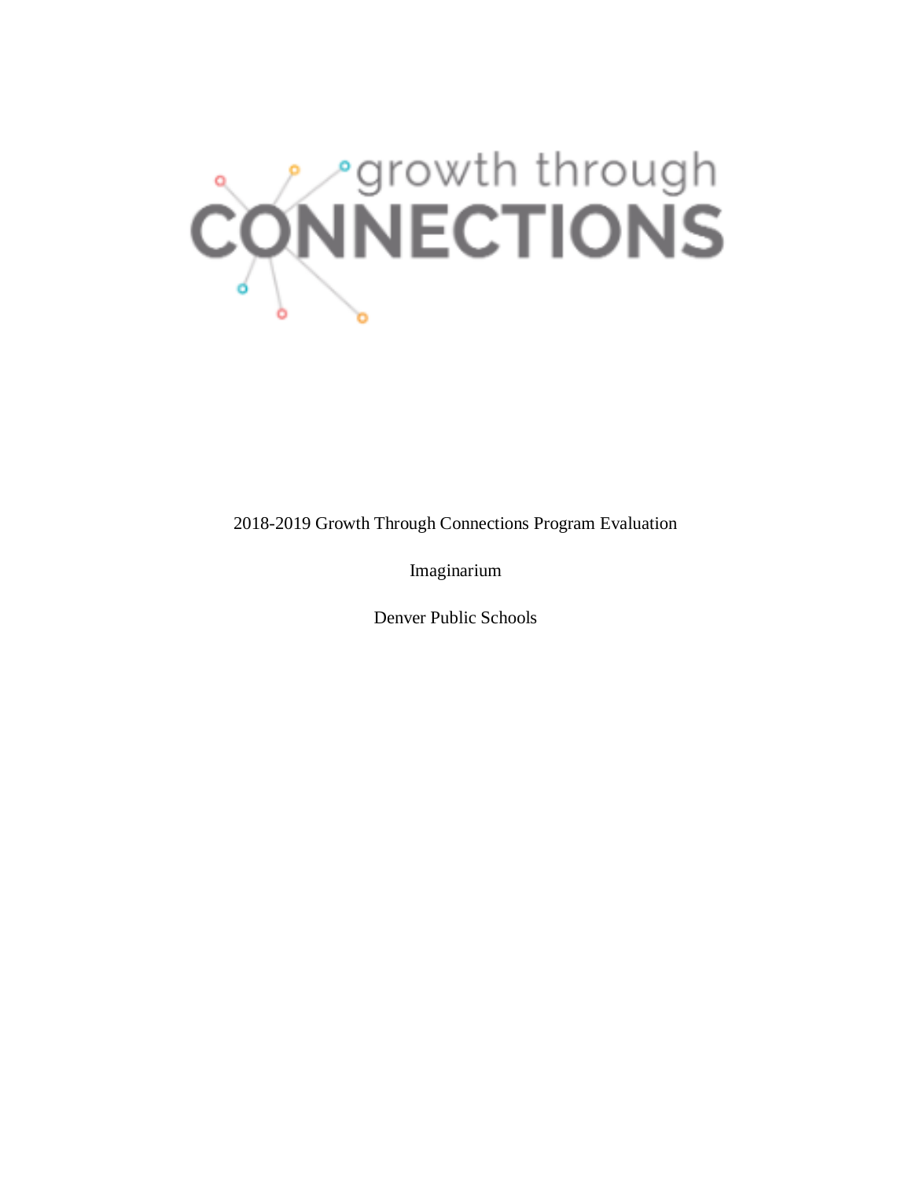growth through CONNECTIONS

2018-2019 Growth Through Connections Program Evaluation

Imaginarium

Denver Public Schools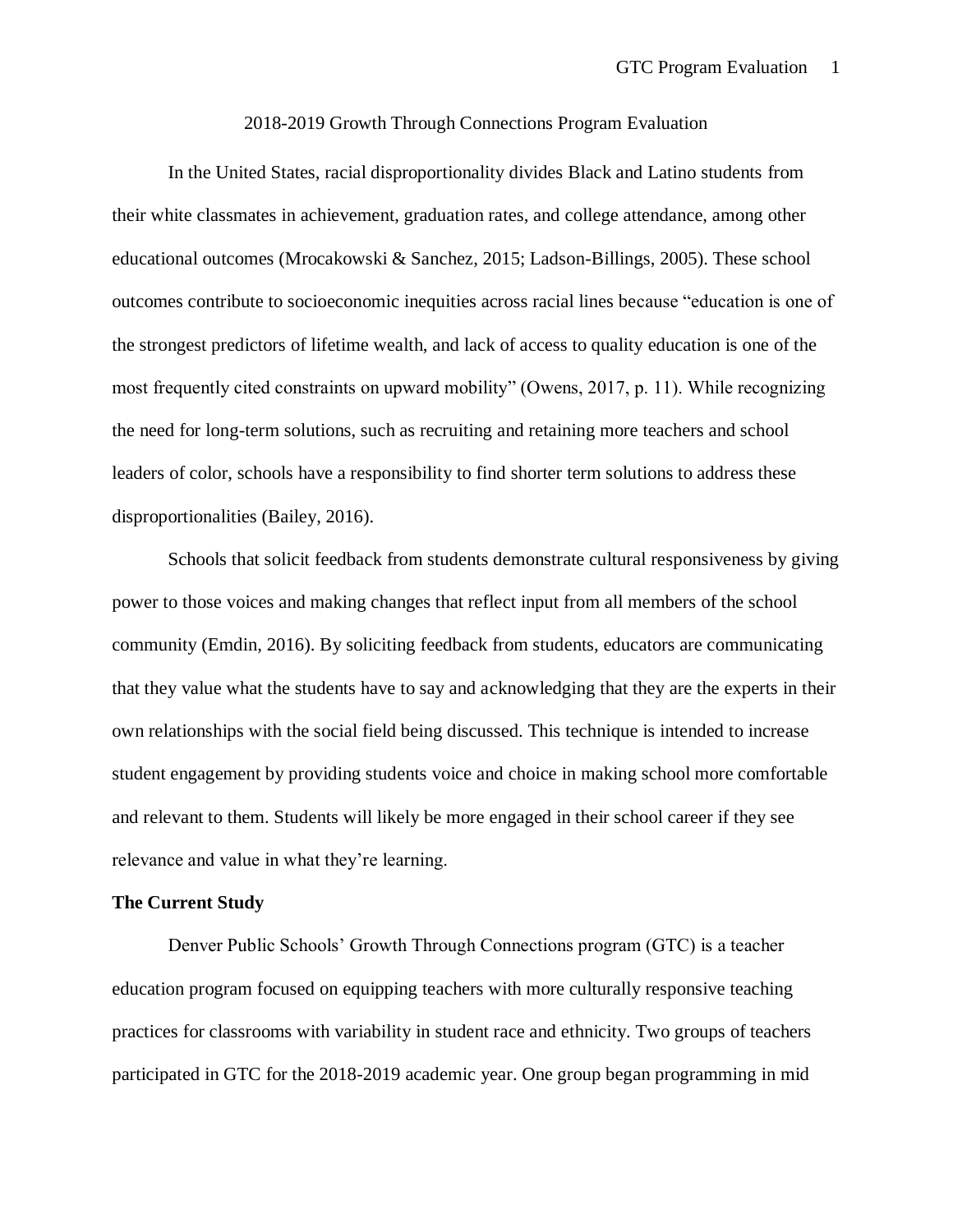2018-2019 Growth Through Connections Program Evaluation

In the United States, racial disproportionality divides Black and Latino students from their white classmates in achievement, graduation rates, and college attendance, among other educational outcomes (Mrocakowski & Sanchez, 2015; Ladson-Billings, 2005). These school outcomes contribute to socioeconomic inequities across racial lines because "education is one of the strongest predictors of lifetime wealth, and lack of access to quality education is one of the most frequently cited constraints on upward mobility" (Owens, 2017, p. 11). While recognizing the need for long-term solutions, such as recruiting and retaining more teachers and school leaders of color, schools have a responsibility to find shorter term solutions to address these disproportionalities (Bailey, 2016).

Schools that solicit feedback from students demonstrate cultural responsiveness by giving power to those voices and making changes that reflect input from all members of the school community (Emdin, 2016). By soliciting feedback from students, educators are communicating that they value what the students have to say and acknowledging that they are the experts in their own relationships with the social field being discussed. This technique is intended to increase student engagement by providing students voice and choice in making school more comfortable and relevant to them. Students will likely be more engaged in their school career if they see relevance and value in what they're learning.

**The Current Study**

Denver Public Schools' Growth Through Connections program (GTC) is a teacher education program focused on equipping teachers with more culturally responsive teaching practices for classrooms with variability in student race and ethnicity. Two groups of teachers participated in GTC for the 2018-2019 academic year. One group began programming in mid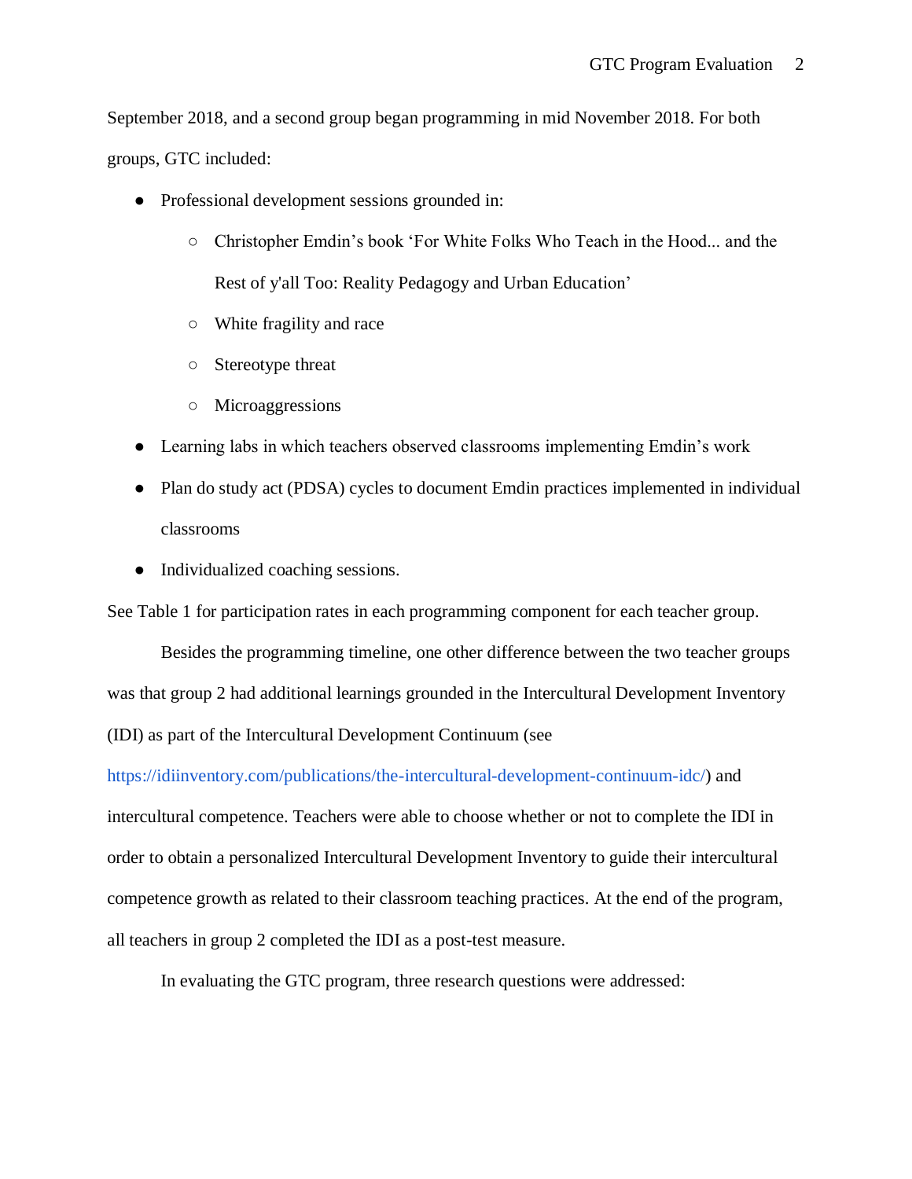September 2018, and a second group began programming in mid November 2018. For both groups, GTC included:

- Professional development sessions grounded in:
    - Christopher Emdin's book 'For White Folks Who Teach in the Hood... and the Rest of y'all Too: Reality Pedagogy and Urban Education'
    - White fragility and race
    - Stereotype threat
    - Microaggressions
- Learning labs in which teachers observed classrooms implementing Emdin's work
- Plan do study act (PDSA) cycles to document Emdin practices implemented in individual classrooms
- Individualized coaching sessions.

See Table 1 for participation rates in each programming component for each teacher group.

Besides the programming timeline, one other difference between the two teacher groups was that group 2 had additional learnings grounded in the Intercultural Development Inventory (IDI) as part of the Intercultural Development Continuum (see https://idiinventory.com/publications/the-intercultural-development-continuum-idc/) and intercultural competence. Teachers were able to choose whether or not to complete the IDI in order to obtain a personalized Intercultural Development Inventory to guide their intercultural competence growth as related to their classroom teaching practices. At the end of the program, all teachers in group 2 completed the IDI as a post-test measure.

In evaluating the GTC program, three research questions were addressed: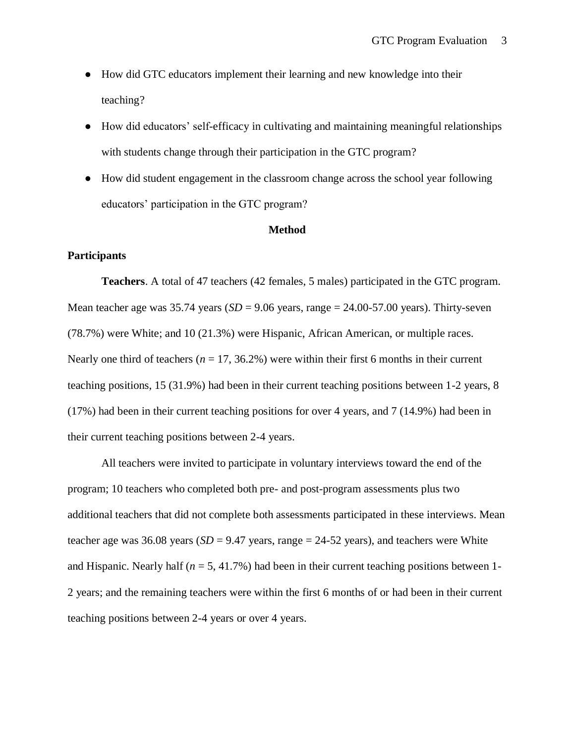- How did GTC educators implement their learning and new knowledge into their teaching?
- How did educators' self-efficacy in cultivating and maintaining meaningful relationships with students change through their participation in the GTC program?
- How did student engagement in the classroom change across the school year following educators' participation in the GTC program?

## Method

### Participants

**Teachers**. A total of 47 teachers (42 females, 5 males) participated in the GTC program. Mean teacher age was 35.74 years (*SD* = 9.06 years, range = 24.00-57.00 years). Thirty-seven (78.7%) were White; and 10 (21.3%) were Hispanic, African American, or multiple races. Nearly one third of teachers (*n* = 17, 36.2%) were within their first 6 months in their current teaching positions, 15 (31.9%) had been in their current teaching positions between 1-2 years, 8 (17%) had been in their current teaching positions for over 4 years, and 7 (14.9%) had been in their current teaching positions between 2-4 years.

All teachers were invited to participate in voluntary interviews toward the end of the program; 10 teachers who completed both pre- and post-program assessments plus two additional teachers that did not complete both assessments participated in these interviews. Mean teacher age was 36.08 years (*SD* = 9.47 years, range = 24-52 years), and teachers were White and Hispanic. Nearly half (*n* = 5, 41.7%) had been in their current teaching positions between 1-2 years; and the remaining teachers were within the first 6 months of or had been in their current teaching positions between 2-4 years or over 4 years.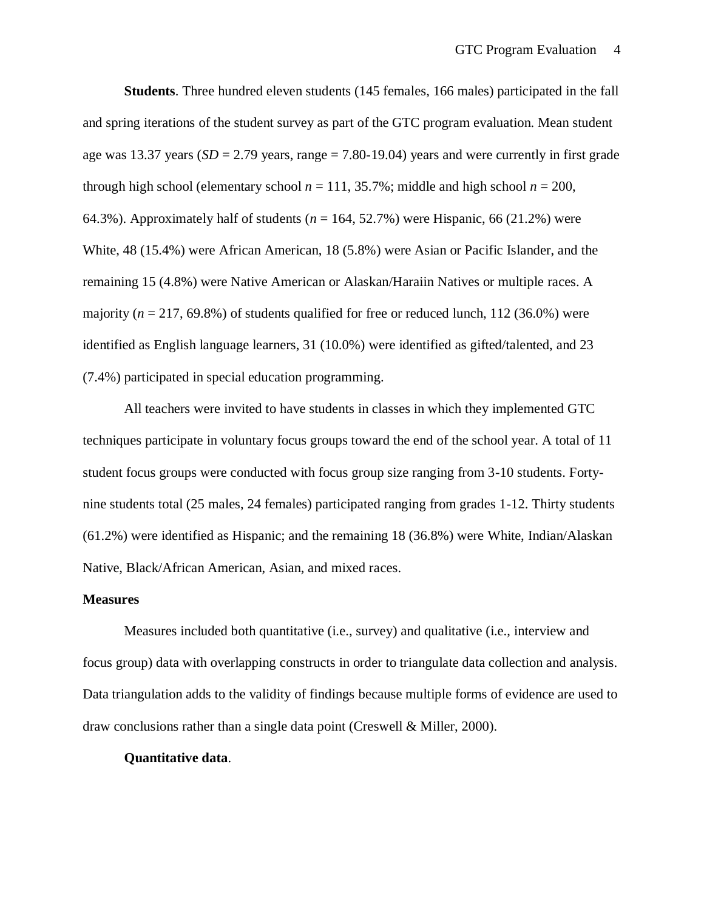**Students**. Three hundred eleven students (145 females, 166 males) participated in the fall and spring iterations of the student survey as part of the GTC program evaluation. Mean student age was 13.37 years (*SD* = 2.79 years, range = 7.80-19.04) years and were currently in first grade through high school (elementary school *n* = 111, 35.7%; middle and high school *n* = 200, 64.3%). Approximately half of students (*n* = 164, 52.7%) were Hispanic, 66 (21.2%) were White, 48 (15.4%) were African American, 18 (5.8%) were Asian or Pacific Islander, and the remaining 15 (4.8%) were Native American or Alaskan/Haraiin Natives or multiple races. A majority (*n* = 217, 69.8%) of students qualified for free or reduced lunch, 112 (36.0%) were identified as English language learners, 31 (10.0%) were identified as gifted/talented, and 23 (7.4%) participated in special education programming.

All teachers were invited to have students in classes in which they implemented GTC techniques participate in voluntary focus groups toward the end of the school year. A total of 11 student focus groups were conducted with focus group size ranging from 3-10 students. Forty-nine students total (25 males, 24 females) participated ranging from grades 1-12. Thirty students (61.2%) were identified as Hispanic; and the remaining 18 (36.8%) were White, Indian/Alaskan Native, Black/African American, Asian, and mixed races.

## Measures

Measures included both quantitative (i.e., survey) and qualitative (i.e., interview and focus group) data with overlapping constructs in order to triangulate data collection and analysis. Data triangulation adds to the validity of findings because multiple forms of evidence are used to draw conclusions rather than a single data point (Creswell & Miller, 2000).

**Quantitative data**.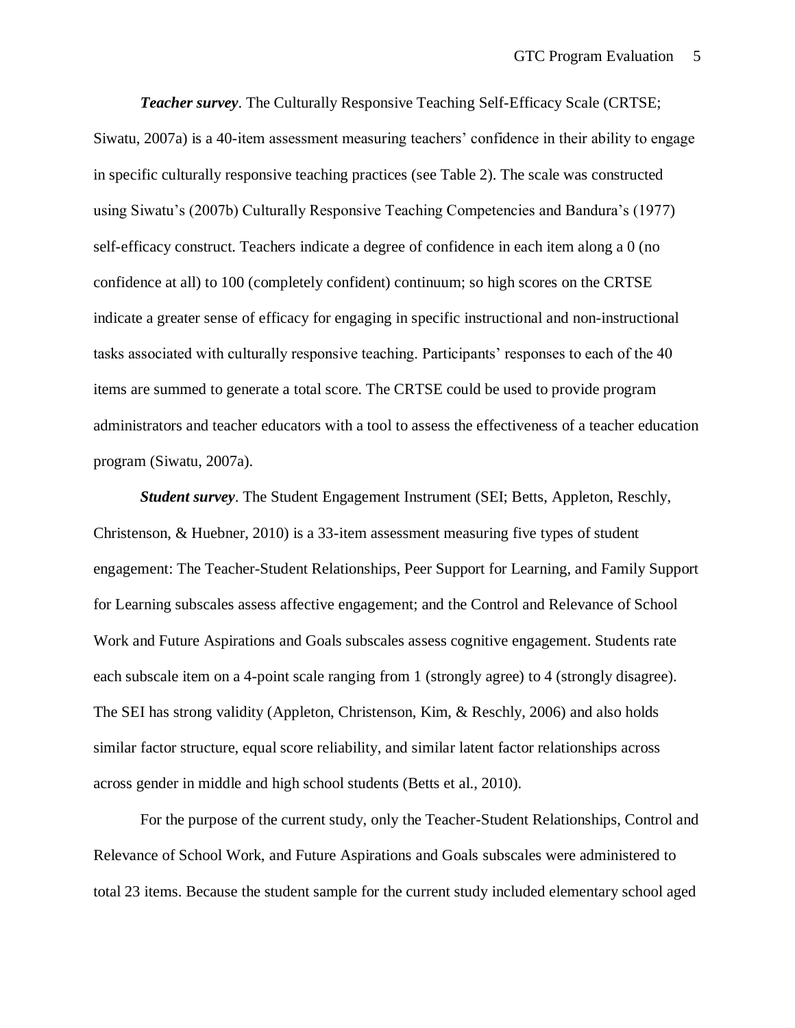*Teacher survey*. The Culturally Responsive Teaching Self-Efficacy Scale (CRTSE; Siwatu, 2007a) is a 40-item assessment measuring teachers' confidence in their ability to engage in specific culturally responsive teaching practices (see Table 2). The scale was constructed using Siwatu's (2007b) Culturally Responsive Teaching Competencies and Bandura's (1977) self-efficacy construct. Teachers indicate a degree of confidence in each item along a 0 (no confidence at all) to 100 (completely confident) continuum; so high scores on the CRTSE indicate a greater sense of efficacy for engaging in specific instructional and non-instructional tasks associated with culturally responsive teaching. Participants' responses to each of the 40 items are summed to generate a total score. The CRTSE could be used to provide program administrators and teacher educators with a tool to assess the effectiveness of a teacher education program (Siwatu, 2007a).

*Student survey*. The Student Engagement Instrument (SEI; Betts, Appleton, Reschly, Christenson, & Huebner, 2010) is a 33-item assessment measuring five types of student engagement: The Teacher-Student Relationships, Peer Support for Learning, and Family Support for Learning subscales assess affective engagement; and the Control and Relevance of School Work and Future Aspirations and Goals subscales assess cognitive engagement. Students rate each subscale item on a 4-point scale ranging from 1 (strongly agree) to 4 (strongly disagree). The SEI has strong validity (Appleton, Christenson, Kim, & Reschly, 2006) and also holds similar factor structure, equal score reliability, and similar latent factor relationships across across gender in middle and high school students (Betts et al., 2010).

For the purpose of the current study, only the Teacher-Student Relationships, Control and Relevance of School Work, and Future Aspirations and Goals subscales were administered to total 23 items. Because the student sample for the current study included elementary school aged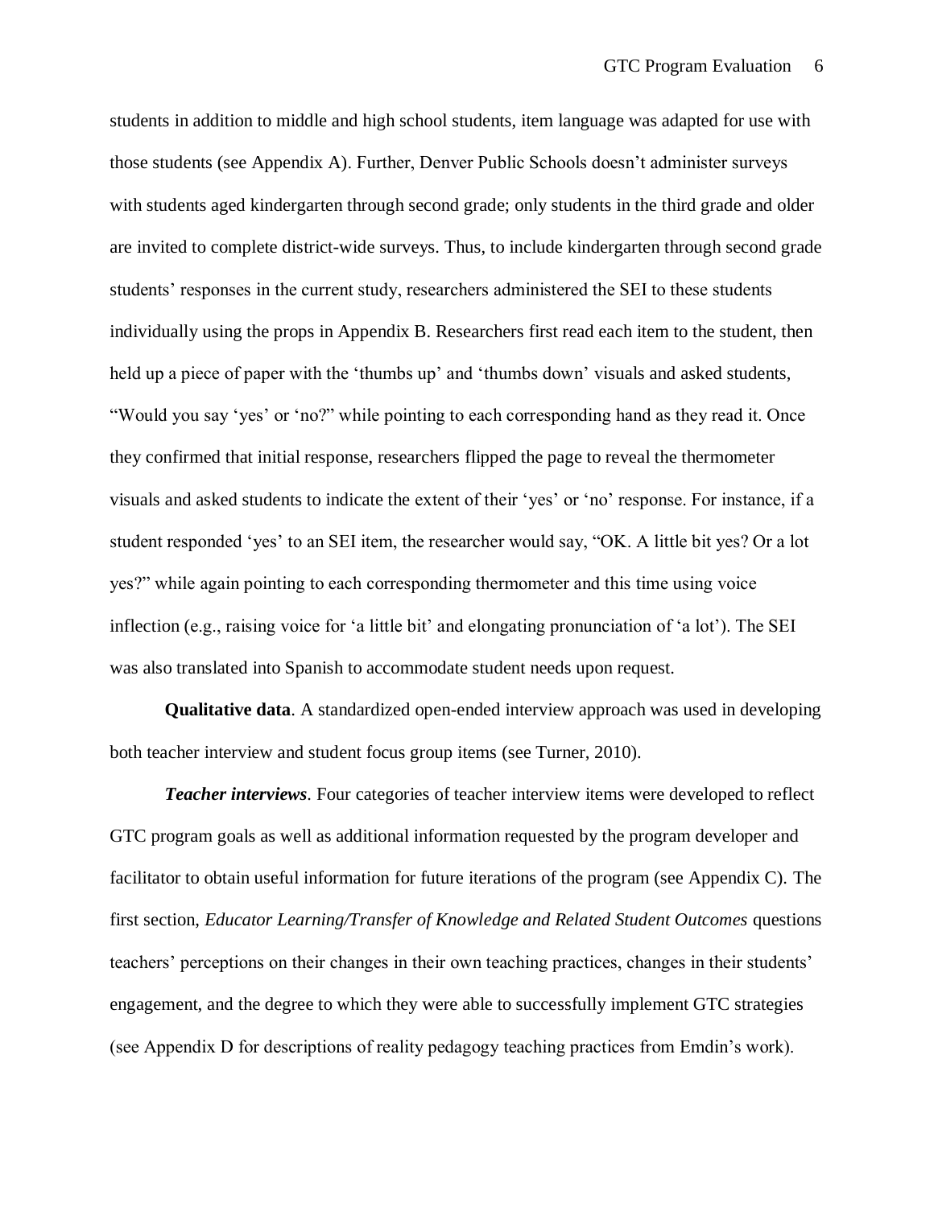students in addition to middle and high school students, item language was adapted for use with those students (see Appendix A). Further, Denver Public Schools doesn't administer surveys with students aged kindergarten through second grade; only students in the third grade and older are invited to complete district-wide surveys. Thus, to include kindergarten through second grade students' responses in the current study, researchers administered the SEI to these students individually using the props in Appendix B. Researchers first read each item to the student, then held up a piece of paper with the 'thumbs up' and 'thumbs down' visuals and asked students, "Would you say 'yes' or 'no?" while pointing to each corresponding hand as they read it. Once they confirmed that initial response, researchers flipped the page to reveal the thermometer visuals and asked students to indicate the extent of their 'yes' or 'no' response. For instance, if a student responded 'yes' to an SEI item, the researcher would say, "OK. A little bit yes? Or a lot yes?" while again pointing to each corresponding thermometer and this time using voice inflection (e.g., raising voice for 'a little bit' and elongating pronunciation of 'a lot'). The SEI was also translated into Spanish to accommodate student needs upon request.

**Qualitative data**. A standardized open-ended interview approach was used in developing both teacher interview and student focus group items (see Turner, 2010).

***Teacher interviews***. Four categories of teacher interview items were developed to reflect GTC program goals as well as additional information requested by the program developer and facilitator to obtain useful information for future iterations of the program (see Appendix C). The first section, *Educator Learning/Transfer of Knowledge and Related Student Outcomes* questions teachers' perceptions on their changes in their own teaching practices, changes in their students' engagement, and the degree to which they were able to successfully implement GTC strategies (see Appendix D for descriptions of reality pedagogy teaching practices from Emdin's work).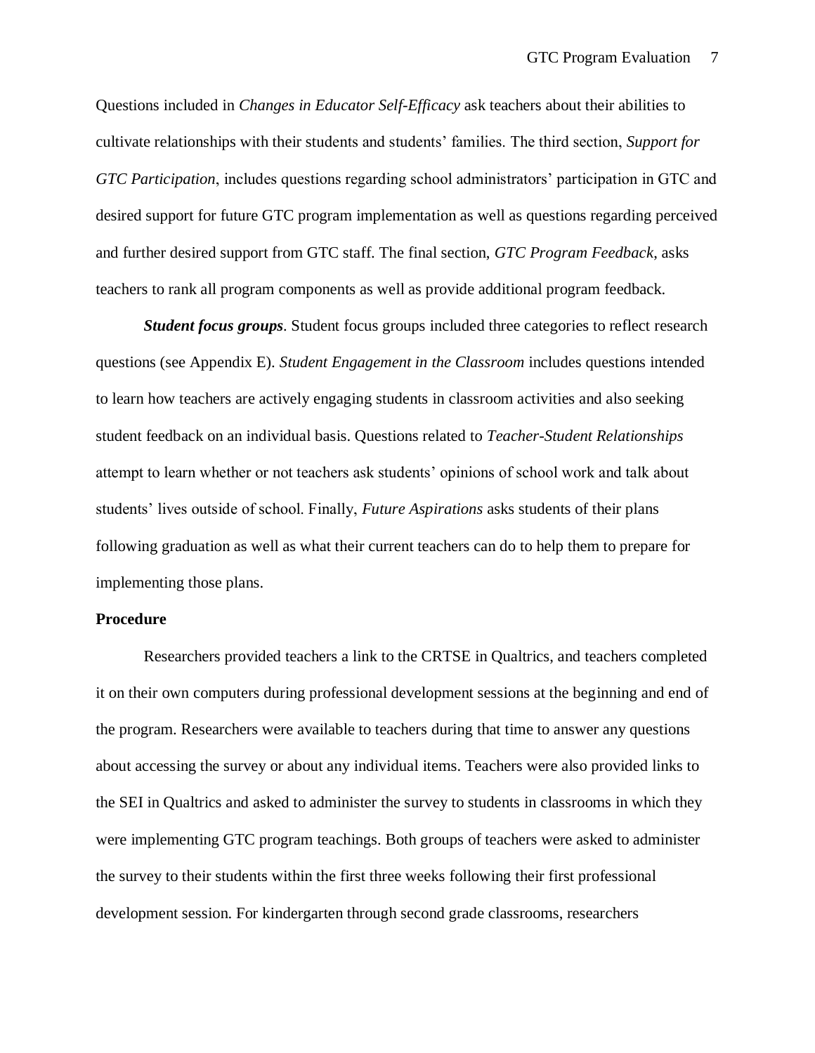Questions included in *Changes in Educator Self-Efficacy* ask teachers about their abilities to cultivate relationships with their students and students' families. The third section, *Support for GTC Participation*, includes questions regarding school administrators' participation in GTC and desired support for future GTC program implementation as well as questions regarding perceived and further desired support from GTC staff. The final section, *GTC Program Feedback*, asks teachers to rank all program components as well as provide additional program feedback.

***Student focus groups***. Student focus groups included three categories to reflect research questions (see Appendix E). *Student Engagement in the Classroom* includes questions intended to learn how teachers are actively engaging students in classroom activities and also seeking student feedback on an individual basis. Questions related to *Teacher-Student Relationships* attempt to learn whether or not teachers ask students' opinions of school work and talk about students' lives outside of school. Finally, *Future Aspirations* asks students of their plans following graduation as well as what their current teachers can do to help them to prepare for implementing those plans.

**Procedure**

Researchers provided teachers a link to the CRTSE in Qualtrics, and teachers completed it on their own computers during professional development sessions at the beginning and end of the program. Researchers were available to teachers during that time to answer any questions about accessing the survey or about any individual items. Teachers were also provided links to the SEI in Qualtrics and asked to administer the survey to students in classrooms in which they were implementing GTC program teachings. Both groups of teachers were asked to administer the survey to their students within the first three weeks following their first professional development session. For kindergarten through second grade classrooms, researchers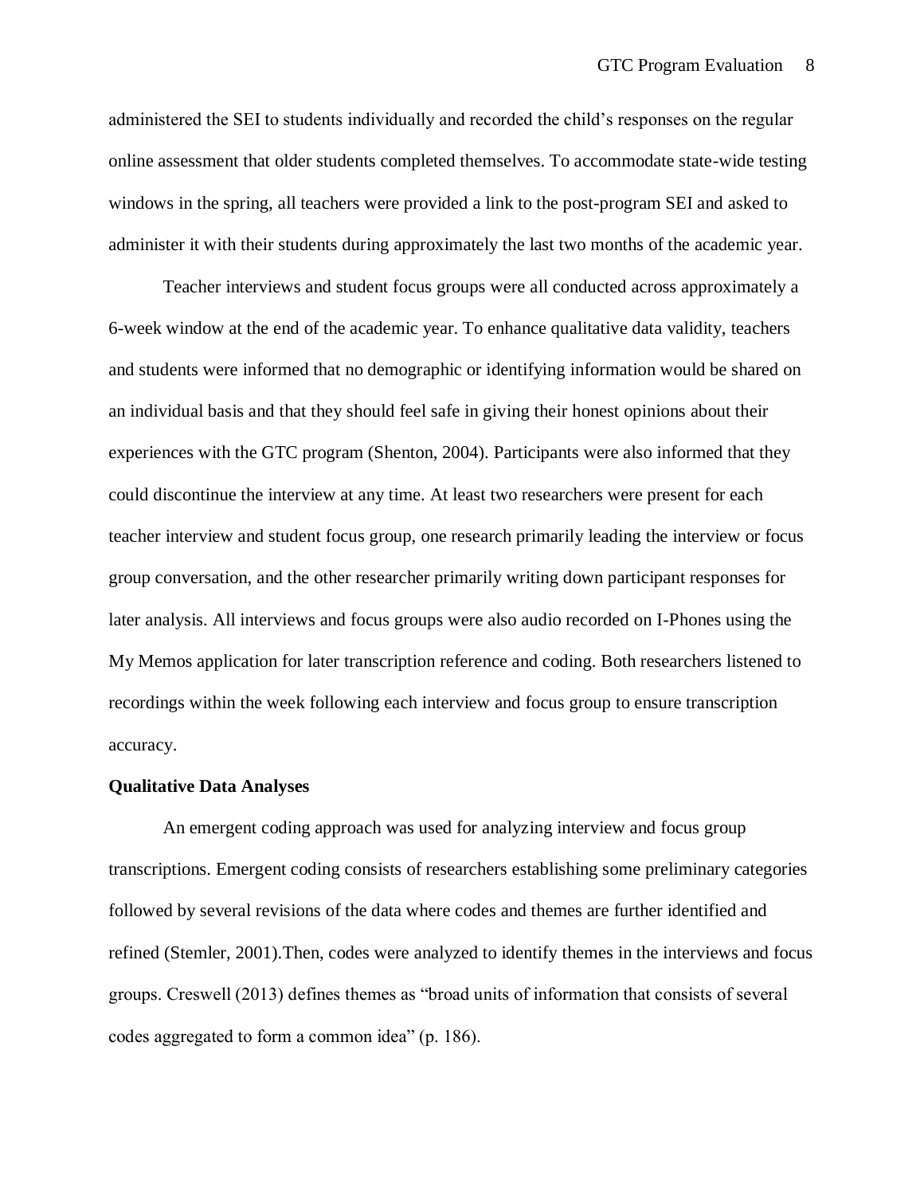administered the SEI to students individually and recorded the child's responses on the regular online assessment that older students completed themselves. To accommodate state-wide testing windows in the spring, all teachers were provided a link to the post-program SEI and asked to administer it with their students during approximately the last two months of the academic year.

Teacher interviews and student focus groups were all conducted across approximately a 6-week window at the end of the academic year. To enhance qualitative data validity, teachers and students were informed that no demographic or identifying information would be shared on an individual basis and that they should feel safe in giving their honest opinions about their experiences with the GTC program (Shenton, 2004). Participants were also informed that they could discontinue the interview at any time. At least two researchers were present for each teacher interview and student focus group, one research primarily leading the interview or focus group conversation, and the other researcher primarily writing down participant responses for later analysis. All interviews and focus groups were also audio recorded on I-Phones using the My Memos application for later transcription reference and coding. Both researchers listened to recordings within the week following each interview and focus group to ensure transcription accuracy.

**Qualitative Data Analyses**

An emergent coding approach was used for analyzing interview and focus group transcriptions. Emergent coding consists of researchers establishing some preliminary categories followed by several revisions of the data where codes and themes are further identified and refined (Stemler, 2001).Then, codes were analyzed to identify themes in the interviews and focus groups. Creswell (2013) defines themes as "broad units of information that consists of several codes aggregated to form a common idea" (p. 186).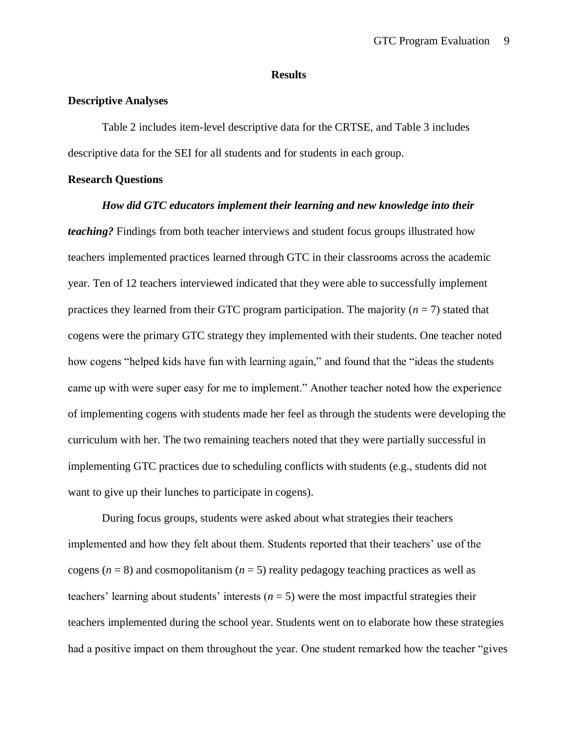## Results

### Descriptive Analyses

Table 2 includes item-level descriptive data for the CRTSE, and Table 3 includes descriptive data for the SEI for all students and for students in each group.

### Research Questions

***How did GTC educators implement their learning and new knowledge into their teaching?*** Findings from both teacher interviews and student focus groups illustrated how teachers implemented practices learned through GTC in their classrooms across the academic year. Ten of 12 teachers interviewed indicated that they were able to successfully implement practices they learned from their GTC program participation. The majority ($n$ = 7) stated that cogens were the primary GTC strategy they implemented with their students. One teacher noted how cogens "helped kids have fun with learning again," and found that the "ideas the students came up with were super easy for me to implement." Another teacher noted how the experience of implementing cogens with students made her feel as through the students were developing the curriculum with her. The two remaining teachers noted that they were partially successful in implementing GTC practices due to scheduling conflicts with students (e.g., students did not want to give up their lunches to participate in cogens).

During focus groups, students were asked about what strategies their teachers implemented and how they felt about them. Students reported that their teachers' use of the cogens ($n$ = 8) and cosmopolitanism ($n$ = 5) reality pedagogy teaching practices as well as teachers' learning about students' interests ($n$ = 5) were the most impactful strategies their teachers implemented during the school year. Students went on to elaborate how these strategies had a positive impact on them throughout the year. One student remarked how the teacher "gives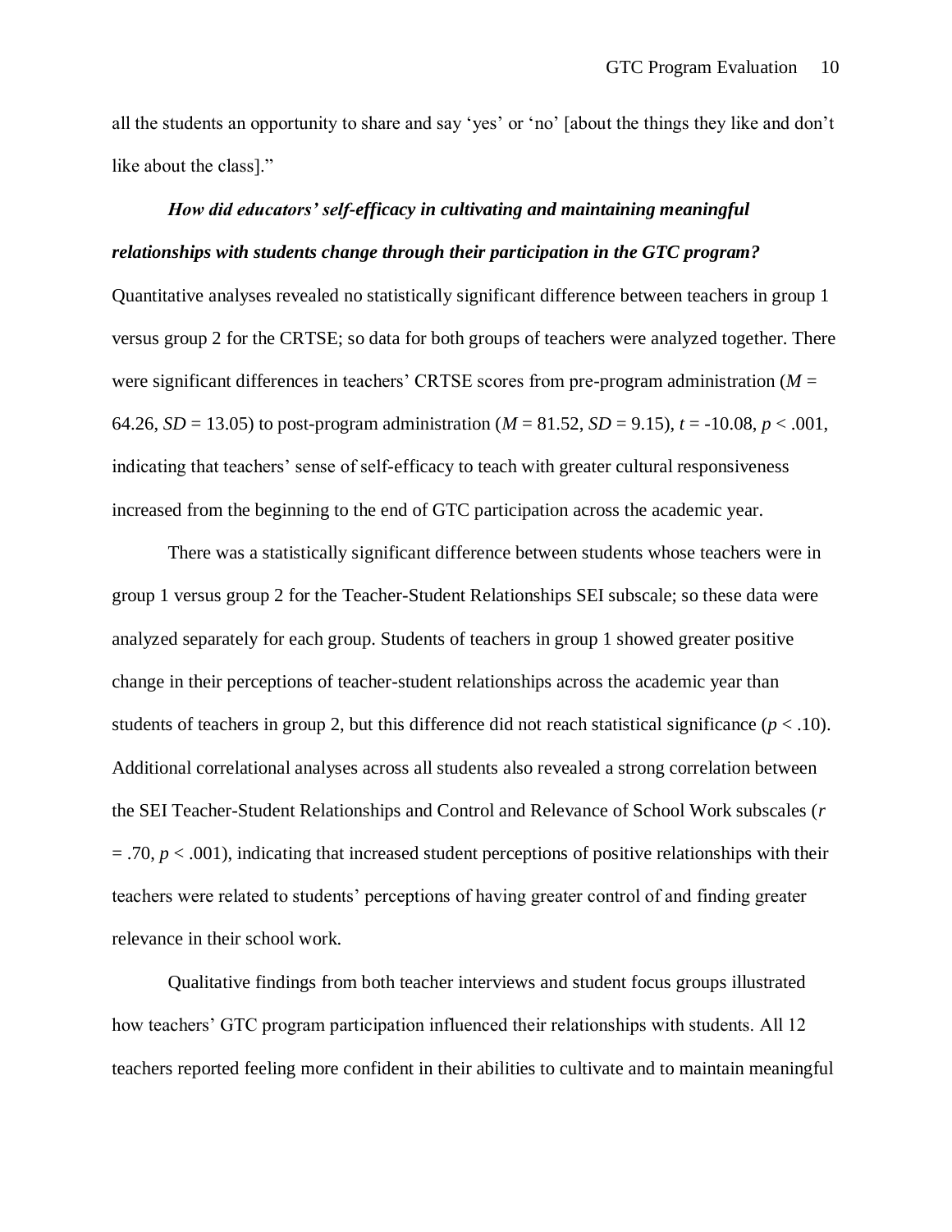all the students an opportunity to share and say ‘yes’ or ‘no’ [about the things they like and don’t like about the class].”

***How did educators’ self-efficacy in cultivating and maintaining meaningful relationships with students change through their participation in the GTC program?*** Quantitative analyses revealed no statistically significant difference between teachers in group 1 versus group 2 for the CRTSE; so data for both groups of teachers were analyzed together. There were significant differences in teachers’ CRTSE scores from pre-program administration ($M$ = 64.26, $SD$ = 13.05) to post-program administration ($M$ = 81.52, $SD$ = 9.15), $t$ = -10.08, $p < .001$, indicating that teachers’ sense of self-efficacy to teach with greater cultural responsiveness increased from the beginning to the end of GTC participation across the academic year.

There was a statistically significant difference between students whose teachers were in group 1 versus group 2 for the Teacher-Student Relationships SEI subscale; so these data were analyzed separately for each group. Students of teachers in group 1 showed greater positive change in their perceptions of teacher-student relationships across the academic year than students of teachers in group 2, but this difference did not reach statistical significance ($p < .10$). Additional correlational analyses across all students also revealed a strong correlation between the SEI Teacher-Student Relationships and Control and Relevance of School Work subscales ($r$ = .70, $p < .001$), indicating that increased student perceptions of positive relationships with their teachers were related to students’ perceptions of having greater control of and finding greater relevance in their school work.

Qualitative findings from both teacher interviews and student focus groups illustrated how teachers’ GTC program participation influenced their relationships with students. All 12 teachers reported feeling more confident in their abilities to cultivate and to maintain meaningful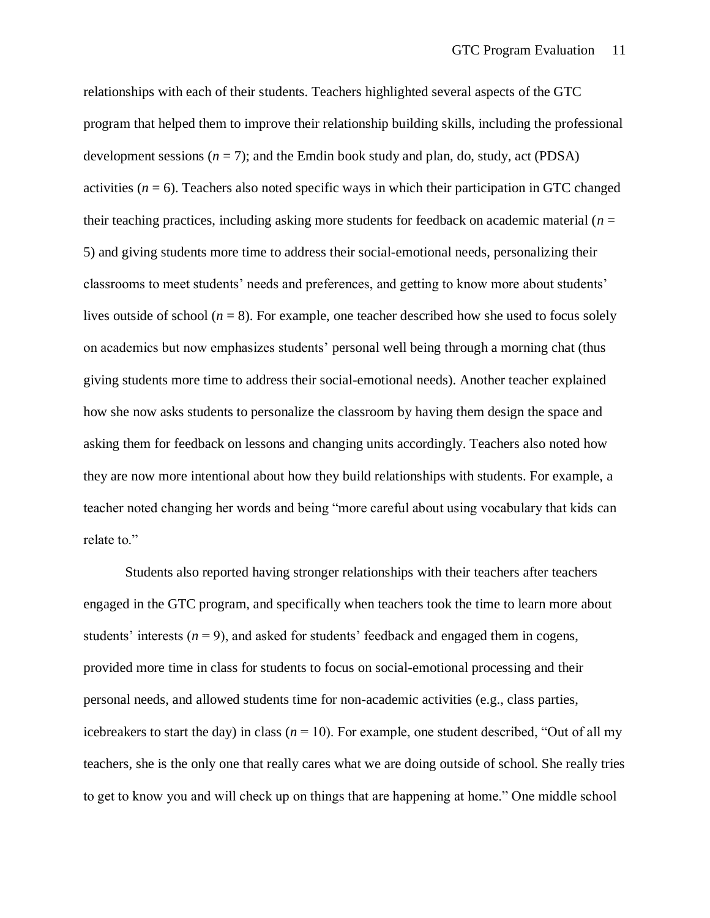relationships with each of their students. Teachers highlighted several aspects of the GTC program that helped them to improve their relationship building skills, including the professional development sessions ($n$ = 7); and the Emdin book study and plan, do, study, act (PDSA) activities ($n$ = 6). Teachers also noted specific ways in which their participation in GTC changed their teaching practices, including asking more students for feedback on academic material ($n$ = 5) and giving students more time to address their social-emotional needs, personalizing their classrooms to meet students' needs and preferences, and getting to know more about students' lives outside of school ($n$ = 8). For example, one teacher described how she used to focus solely on academics but now emphasizes students' personal well being through a morning chat (thus giving students more time to address their social-emotional needs). Another teacher explained how she now asks students to personalize the classroom by having them design the space and asking them for feedback on lessons and changing units accordingly. Teachers also noted how they are now more intentional about how they build relationships with students. For example, a teacher noted changing her words and being "more careful about using vocabulary that kids can relate to."

Students also reported having stronger relationships with their teachers after teachers engaged in the GTC program, and specifically when teachers took the time to learn more about students' interests ($n$ = 9), and asked for students' feedback and engaged them in cogens, provided more time in class for students to focus on social-emotional processing and their personal needs, and allowed students time for non-academic activities (e.g., class parties, icebreakers to start the day) in class ($n$ = 10). For example, one student described, "Out of all my teachers, she is the only one that really cares what we are doing outside of school. She really tries to get to know you and will check up on things that are happening at home." One middle school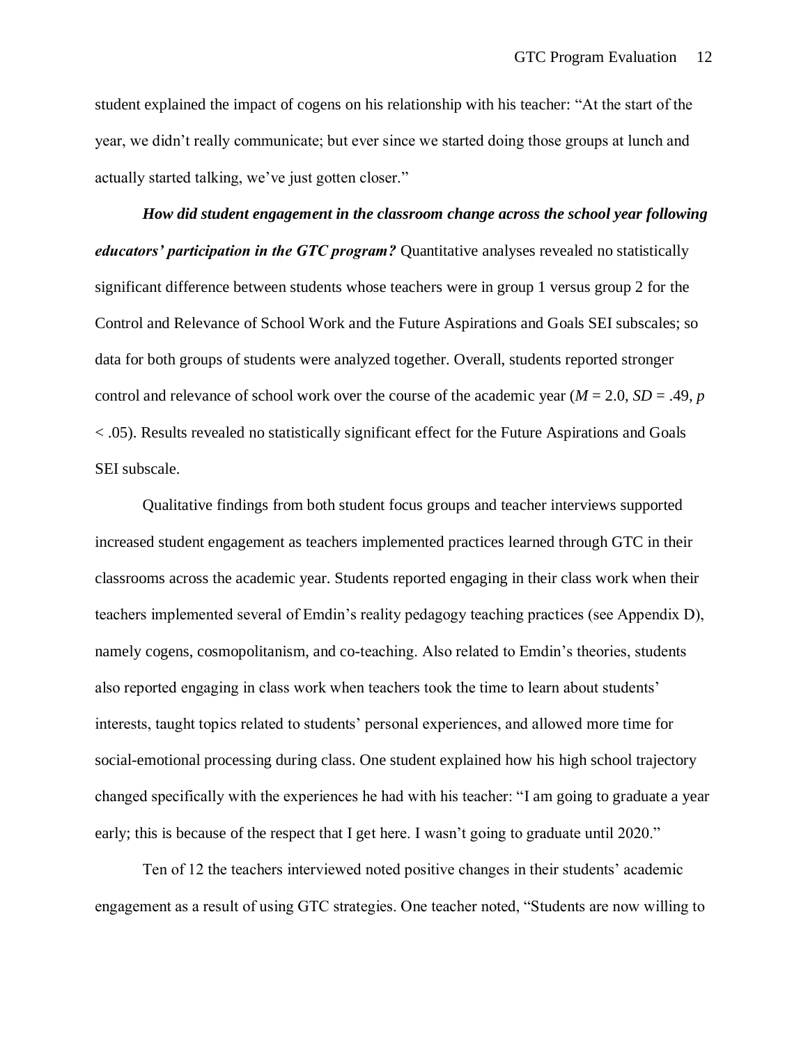student explained the impact of cogens on his relationship with his teacher: "At the start of the year, we didn't really communicate; but ever since we started doing those groups at lunch and actually started talking, we've just gotten closer."

***How did student engagement in the classroom change across the school year following educators' participation in the GTC program?*** Quantitative analyses revealed no statistically significant difference between students whose teachers were in group 1 versus group 2 for the Control and Relevance of School Work and the Future Aspirations and Goals SEI subscales; so data for both groups of students were analyzed together. Overall, students reported stronger control and relevance of school work over the course of the academic year ($M$ = 2.0, $SD$ = .49, $p < .05$). Results revealed no statistically significant effect for the Future Aspirations and Goals SEI subscale.

Qualitative findings from both student focus groups and teacher interviews supported increased student engagement as teachers implemented practices learned through GTC in their classrooms across the academic year. Students reported engaging in their class work when their teachers implemented several of Emdin's reality pedagogy teaching practices (see Appendix D), namely cogens, cosmopolitanism, and co-teaching. Also related to Emdin's theories, students also reported engaging in class work when teachers took the time to learn about students' interests, taught topics related to students' personal experiences, and allowed more time for social-emotional processing during class. One student explained how his high school trajectory changed specifically with the experiences he had with his teacher: "I am going to graduate a year early; this is because of the respect that I get here. I wasn't going to graduate until 2020."

Ten of 12 the teachers interviewed noted positive changes in their students' academic engagement as a result of using GTC strategies. One teacher noted, "Students are now willing to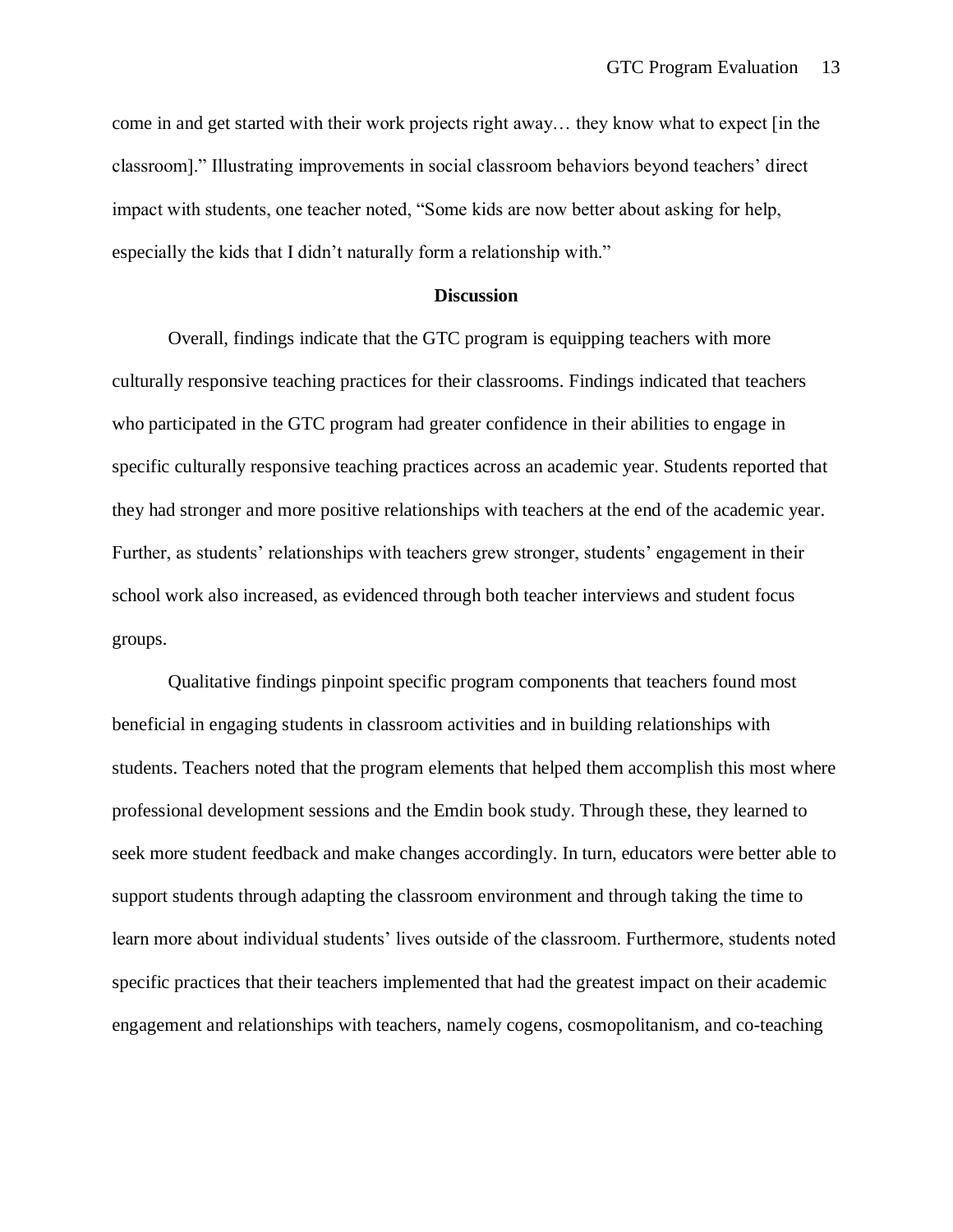come in and get started with their work projects right away… they know what to expect [in the classroom]." Illustrating improvements in social classroom behaviors beyond teachers' direct impact with students, one teacher noted, "Some kids are now better about asking for help, especially the kids that I didn't naturally form a relationship with."

## Discussion

Overall, findings indicate that the GTC program is equipping teachers with more culturally responsive teaching practices for their classrooms. Findings indicated that teachers who participated in the GTC program had greater confidence in their abilities to engage in specific culturally responsive teaching practices across an academic year. Students reported that they had stronger and more positive relationships with teachers at the end of the academic year. Further, as students' relationships with teachers grew stronger, students' engagement in their school work also increased, as evidenced through both teacher interviews and student focus groups.

Qualitative findings pinpoint specific program components that teachers found most beneficial in engaging students in classroom activities and in building relationships with students. Teachers noted that the program elements that helped them accomplish this most where professional development sessions and the Emdin book study. Through these, they learned to seek more student feedback and make changes accordingly. In turn, educators were better able to support students through adapting the classroom environment and through taking the time to learn more about individual students' lives outside of the classroom. Furthermore, students noted specific practices that their teachers implemented that had the greatest impact on their academic engagement and relationships with teachers, namely cogens, cosmopolitanism, and co-teaching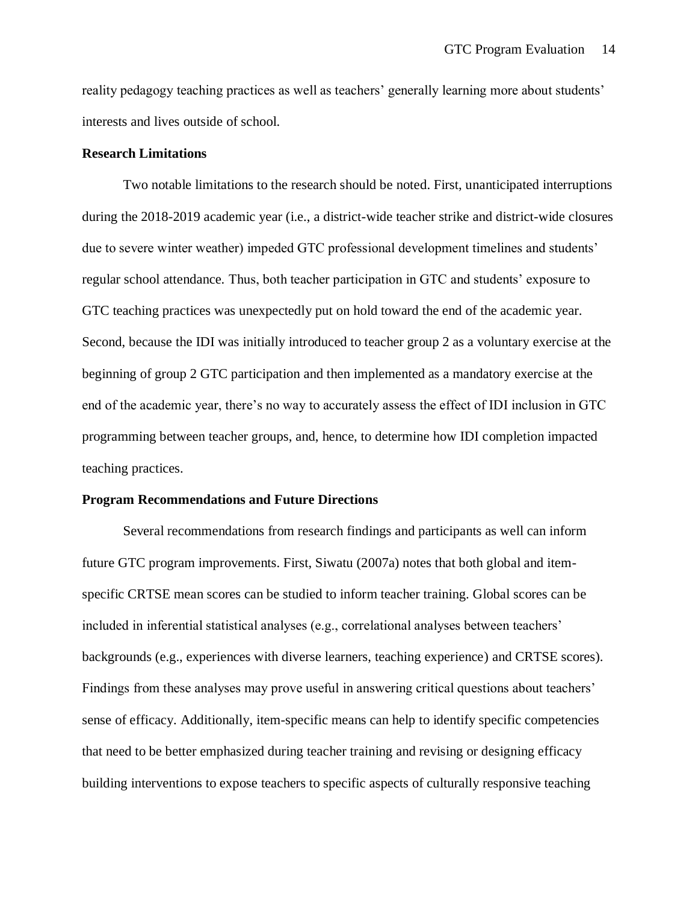reality pedagogy teaching practices as well as teachers' generally learning more about students' interests and lives outside of school.

### Research Limitations

Two notable limitations to the research should be noted. First, unanticipated interruptions during the 2018-2019 academic year (i.e., a district-wide teacher strike and district-wide closures due to severe winter weather) impeded GTC professional development timelines and students' regular school attendance. Thus, both teacher participation in GTC and students' exposure to GTC teaching practices was unexpectedly put on hold toward the end of the academic year. Second, because the IDI was initially introduced to teacher group 2 as a voluntary exercise at the beginning of group 2 GTC participation and then implemented as a mandatory exercise at the end of the academic year, there's no way to accurately assess the effect of IDI inclusion in GTC programming between teacher groups, and, hence, to determine how IDI completion impacted teaching practices.

### Program Recommendations and Future Directions

Several recommendations from research findings and participants as well can inform future GTC program improvements. First, Siwatu (2007a) notes that both global and item-specific CRTSE mean scores can be studied to inform teacher training. Global scores can be included in inferential statistical analyses (e.g., correlational analyses between teachers' backgrounds (e.g., experiences with diverse learners, teaching experience) and CRTSE scores). Findings from these analyses may prove useful in answering critical questions about teachers' sense of efficacy. Additionally, item-specific means can help to identify specific competencies that need to be better emphasized during teacher training and revising or designing efficacy building interventions to expose teachers to specific aspects of culturally responsive teaching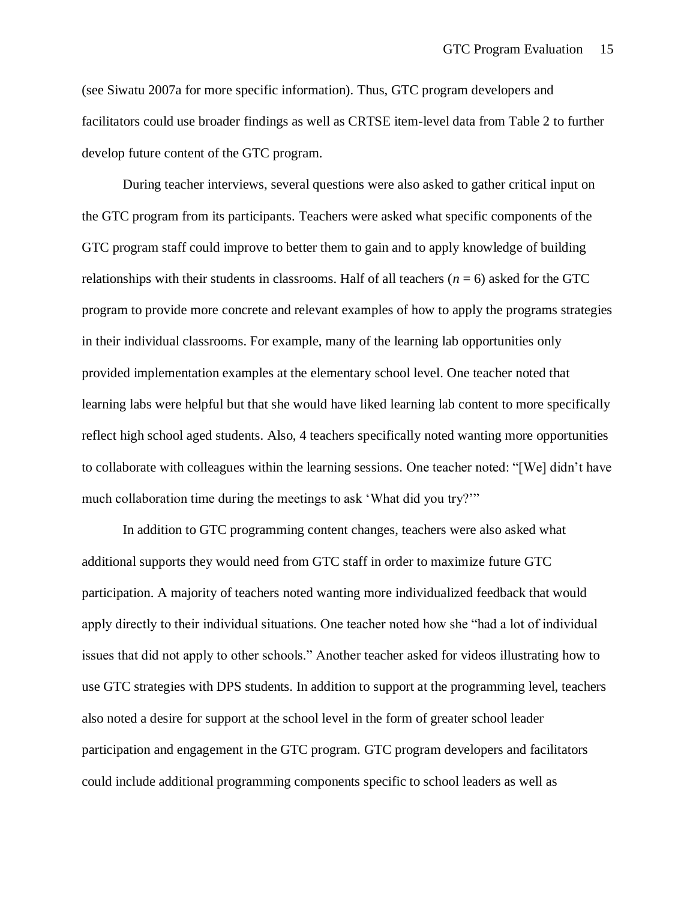(see Siwatu 2007a for more specific information). Thus, GTC program developers and facilitators could use broader findings as well as CRTSE item-level data from Table 2 to further develop future content of the GTC program.

During teacher interviews, several questions were also asked to gather critical input on the GTC program from its participants. Teachers were asked what specific components of the GTC program staff could improve to better them to gain and to apply knowledge of building relationships with their students in classrooms. Half of all teachers ($n = 6$) asked for the GTC program to provide more concrete and relevant examples of how to apply the programs strategies in their individual classrooms. For example, many of the learning lab opportunities only provided implementation examples at the elementary school level. One teacher noted that learning labs were helpful but that she would have liked learning lab content to more specifically reflect high school aged students. Also, 4 teachers specifically noted wanting more opportunities to collaborate with colleagues within the learning sessions. One teacher noted: "[We] didn't have much collaboration time during the meetings to ask 'What did you try?'"

In addition to GTC programming content changes, teachers were also asked what additional supports they would need from GTC staff in order to maximize future GTC participation. A majority of teachers noted wanting more individualized feedback that would apply directly to their individual situations. One teacher noted how she "had a lot of individual issues that did not apply to other schools." Another teacher asked for videos illustrating how to use GTC strategies with DPS students. In addition to support at the programming level, teachers also noted a desire for support at the school level in the form of greater school leader participation and engagement in the GTC program. GTC program developers and facilitators could include additional programming components specific to school leaders as well as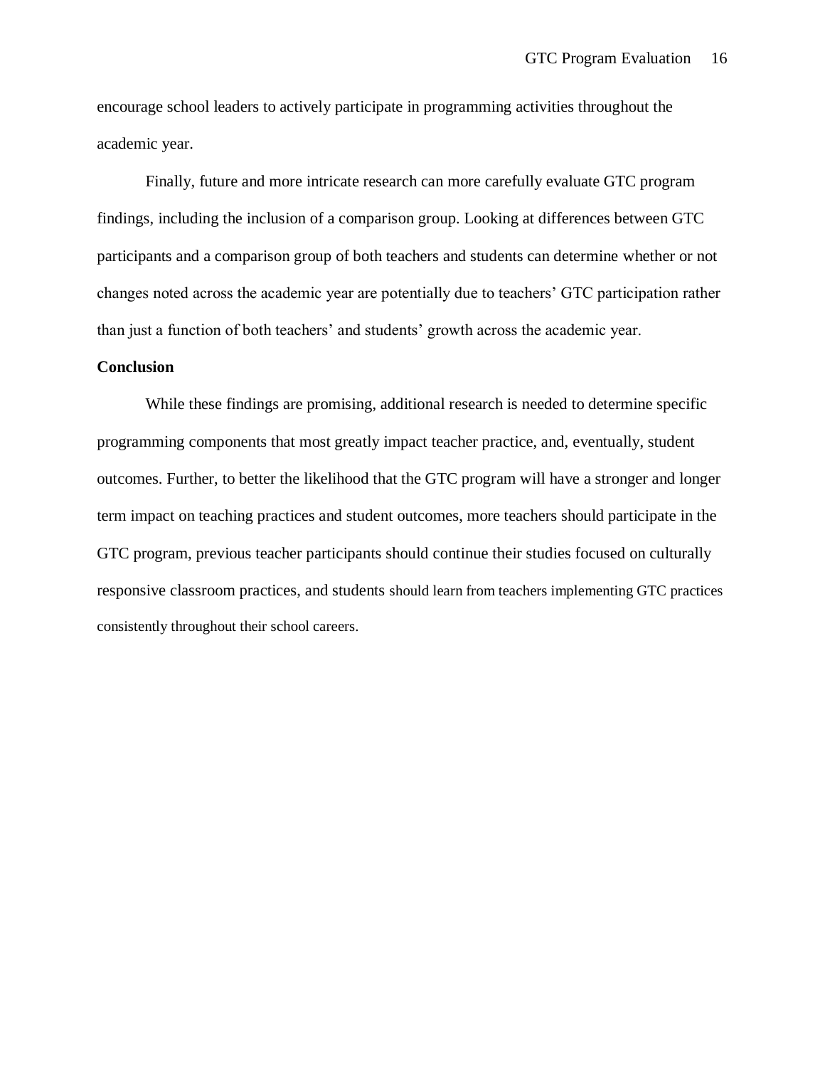encourage school leaders to actively participate in programming activities throughout the academic year.

Finally, future and more intricate research can more carefully evaluate GTC program findings, including the inclusion of a comparison group. Looking at differences between GTC participants and a comparison group of both teachers and students can determine whether or not changes noted across the academic year are potentially due to teachers' GTC participation rather than just a function of both teachers' and students' growth across the academic year.

**Conclusion**

While these findings are promising, additional research is needed to determine specific programming components that most greatly impact teacher practice, and, eventually, student outcomes. Further, to better the likelihood that the GTC program will have a stronger and longer term impact on teaching practices and student outcomes, more teachers should participate in the GTC program, previous teacher participants should continue their studies focused on culturally responsive classroom practices, and students should learn from teachers implementing GTC practices consistently throughout their school careers.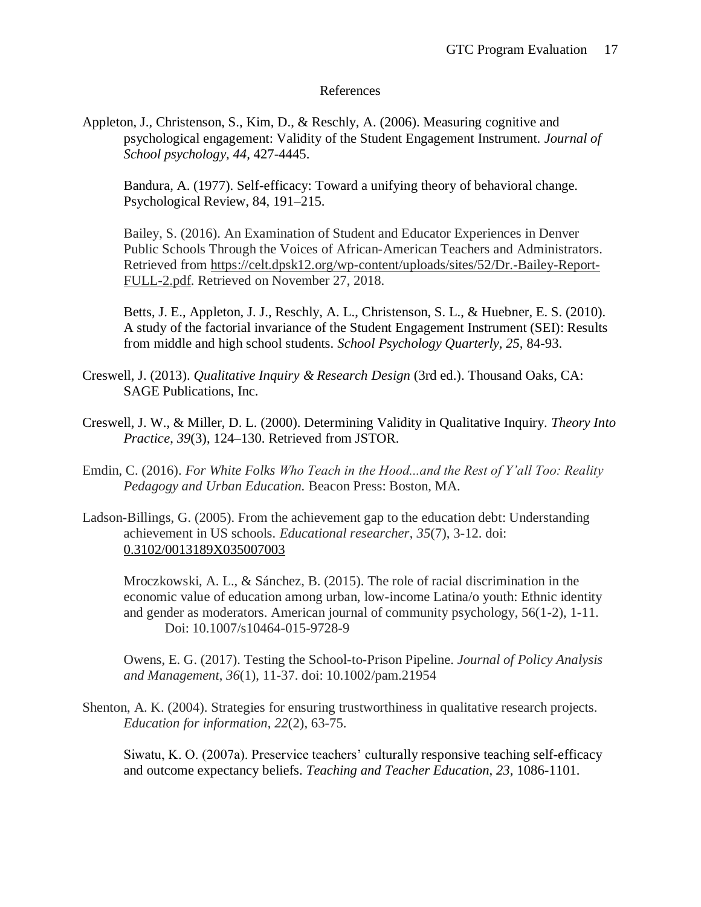# References

Appleton, J., Christenson, S., Kim, D., & Reschly, A. (2006). Measuring cognitive and psychological engagement: Validity of the Student Engagement Instrument. *Journal of School psychology*, *44*, 427-4445.

Bandura, A. (1977). Self-efficacy: Toward a unifying theory of behavioral change. Psychological Review, 84, 191–215.

Bailey, S. (2016). An Examination of Student and Educator Experiences in Denver Public Schools Through the Voices of African-American Teachers and Administrators. Retrieved from https://celt.dpsk12.org/wp-content/uploads/sites/52/Dr.-Bailey-Report-FULL-2.pdf. Retrieved on November 27, 2018.

Betts, J. E., Appleton, J. J., Reschly, A. L., Christenson, S. L., & Huebner, E. S. (2010). A study of the factorial invariance of the Student Engagement Instrument (SEI): Results from middle and high school students. *School Psychology Quarterly, 25,* 84-93.

Creswell, J. (2013). *Qualitative Inquiry & Research Design* (3rd ed.). Thousand Oaks, CA: SAGE Publications, Inc.

Creswell, J. W., & Miller, D. L. (2000). Determining Validity in Qualitative Inquiry. *Theory Into Practice*, *39*(3), 124–130. Retrieved from JSTOR.

Emdin, C. (2016). *For White Folks Who Teach in the Hood...and the Rest of Y'all Too: Reality Pedagogy and Urban Education.* Beacon Press: Boston, MA.

Ladson-Billings, G. (2005). From the achievement gap to the education debt: Understanding achievement in US schools. *Educational researcher*, *35*(7), 3-12. doi: 0.3102/0013189X035007003

Mroczkowski, A. L., & Sánchez, B. (2015). The role of racial discrimination in the economic value of education among urban, low-income Latina/o youth: Ethnic identity and gender as moderators. American journal of community psychology, 56(1-2), 1-11. Doi: 10.1007/s10464-015-9728-9

Owens, E. G. (2017). Testing the School-to-Prison Pipeline. *Journal of Policy Analysis and Management*, *36*(1), 11-37. doi: 10.1002/pam.21954

Shenton, A. K. (2004). Strategies for ensuring trustworthiness in qualitative research projects. *Education for information*, *22*(2), 63-75.

Siwatu, K. O. (2007a). Preservice teachers' culturally responsive teaching self-efficacy and outcome expectancy beliefs. *Teaching and Teacher Education, 23,* 1086-1101.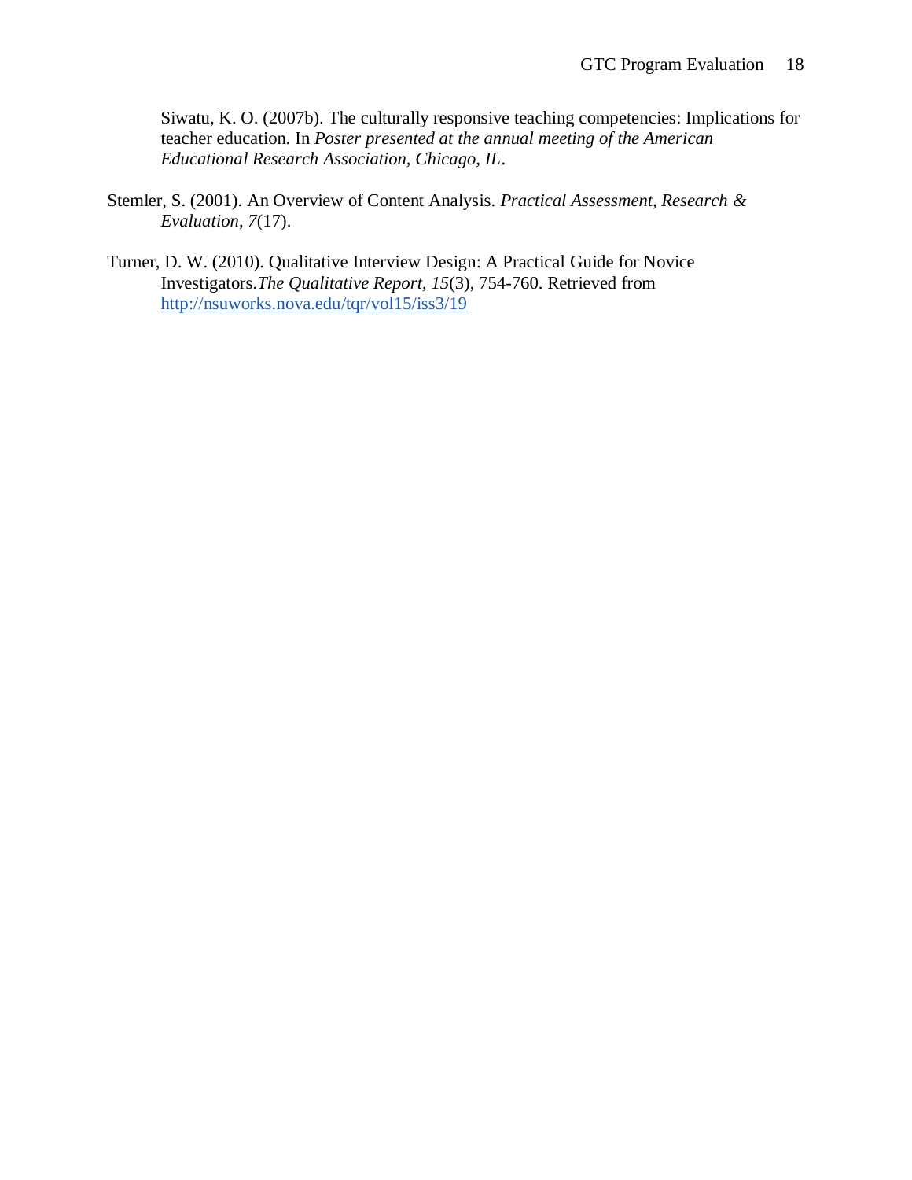Siwatu, K. O. (2007b). The culturally responsive teaching competencies: Implications for teacher education. In *Poster presented at the annual meeting of the American Educational Research Association, Chicago, IL*.

Stemler, S. (2001). An Overview of Content Analysis. *Practical Assessment, Research & Evaluation*, *7*(17).

Turner, D. W. (2010). Qualitative Interview Design: A Practical Guide for Novice Investigators.*The Qualitative Report*, *15*(3), 754-760. Retrieved from http://nsuworks.nova.edu/tqr/vol15/iss3/19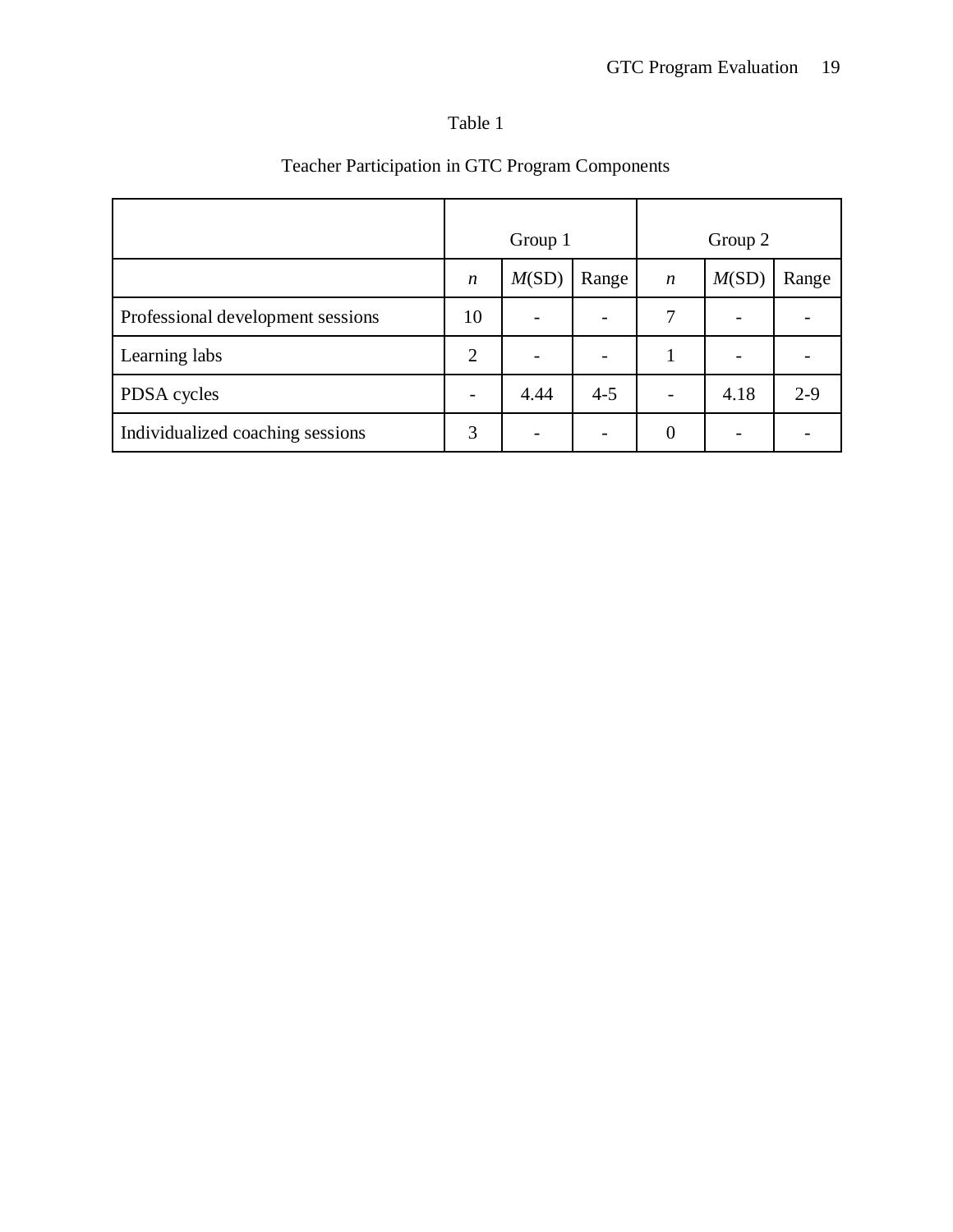Table 1

Teacher Participation in GTC Program Components

| | Group 1 | | | Group 2 | | |
|---|---|---|---|---|---|---|
| | *n* | *M*(SD) | Range | *n* | *M*(SD) | Range |
| Professional development sessions | 10 | - | - | 7 | - | - |
| Learning labs | 2 | - | - | 1 | - | - |
| PDSA cycles | - | 4.44 | 4-5 | - | 4.18 | 2-9 |
| Individualized coaching sessions | 3 | - | - | 0 | - | - |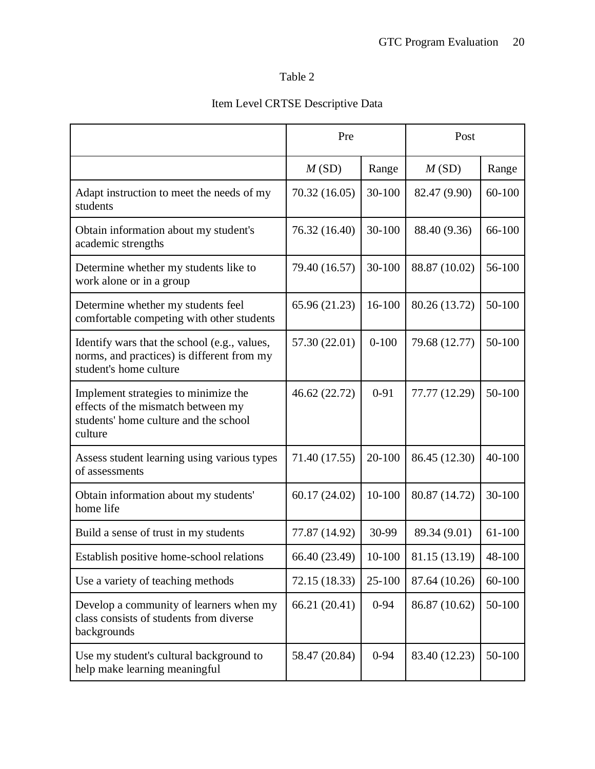Table 2

Item Level CRTSE Descriptive Data

| | Pre | | Post | |
|---|---|---|---|---|
| | *M* (SD) | Range | *M* (SD) | Range |
| Adapt instruction to meet the needs of my students | 70.32 (16.05) | 30-100 | 82.47 (9.90) | 60-100 |
| Obtain information about my student's academic strengths | 76.32 (16.40) | 30-100 | 88.40 (9.36) | 66-100 |
| Determine whether my students like to work alone or in a group | 79.40 (16.57) | 30-100 | 88.87 (10.02) | 56-100 |
| Determine whether my students feel comfortable competing with other students | 65.96 (21.23) | 16-100 | 80.26 (13.72) | 50-100 |
| Identify wars that the school (e.g., values, norms, and practices) is different from my student's home culture | 57.30 (22.01) | 0-100 | 79.68 (12.77) | 50-100 |
| Implement strategies to minimize the effects of the mismatch between my students' home culture and the school culture | 46.62 (22.72) | 0-91 | 77.77 (12.29) | 50-100 |
| Assess student learning using various types of assessments | 71.40 (17.55) | 20-100 | 86.45 (12.30) | 40-100 |
| Obtain information about my students' home life | 60.17 (24.02) | 10-100 | 80.87 (14.72) | 30-100 |
| Build a sense of trust in my students | 77.87 (14.92) | 30-99 | 89.34 (9.01) | 61-100 |
| Establish positive home-school relations | 66.40 (23.49) | 10-100 | 81.15 (13.19) | 48-100 |
| Use a variety of teaching methods | 72.15 (18.33) | 25-100 | 87.64 (10.26) | 60-100 |
| Develop a community of learners when my class consists of students from diverse backgrounds | 66.21 (20.41) | 0-94 | 86.87 (10.62) | 50-100 |
| Use my student's cultural background to help make learning meaningful | 58.47 (20.84) | 0-94 | 83.40 (12.23) | 50-100 |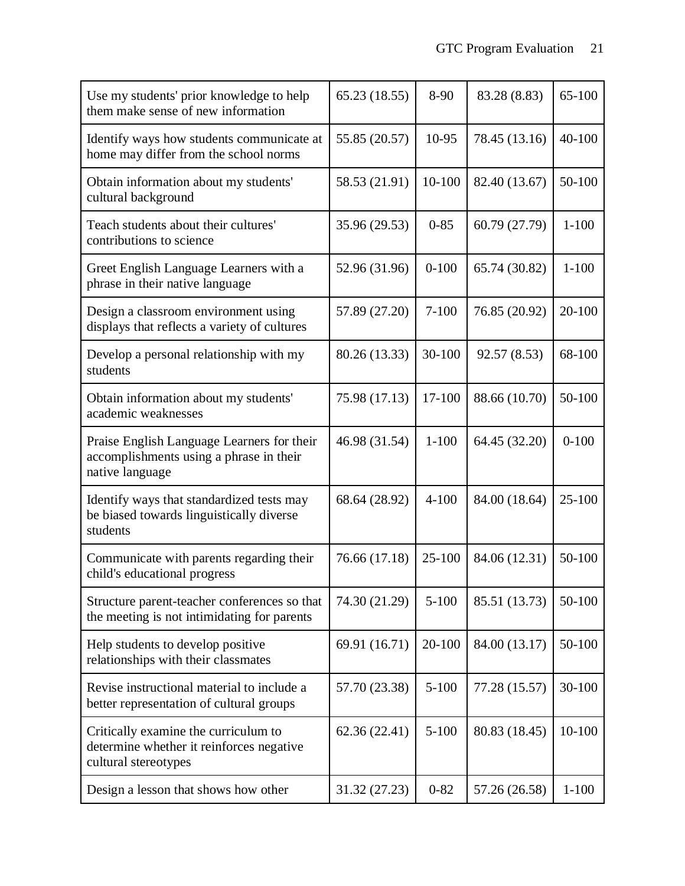| | | | | |
|---|---|---|---|---|
| Use my students' prior knowledge to help them make sense of new information | 65.23 (18.55) | 8-90 | 83.28 (8.83) | 65-100 |
| Identify ways how students communicate at home may differ from the school norms | 55.85 (20.57) | 10-95 | 78.45 (13.16) | 40-100 |
| Obtain information about my students' cultural background | 58.53 (21.91) | 10-100 | 82.40 (13.67) | 50-100 |
| Teach students about their cultures' contributions to science | 35.96 (29.53) | 0-85 | 60.79 (27.79) | 1-100 |
| Greet English Language Learners with a phrase in their native language | 52.96 (31.96) | 0-100 | 65.74 (30.82) | 1-100 |
| Design a classroom environment using displays that reflects a variety of cultures | 57.89 (27.20) | 7-100 | 76.85 (20.92) | 20-100 |
| Develop a personal relationship with my students | 80.26 (13.33) | 30-100 | 92.57 (8.53) | 68-100 |
| Obtain information about my students' academic weaknesses | 75.98 (17.13) | 17-100 | 88.66 (10.70) | 50-100 |
| Praise English Language Learners for their accomplishments using a phrase in their native language | 46.98 (31.54) | 1-100 | 64.45 (32.20) | 0-100 |
| Identify ways that standardized tests may be biased towards linguistically diverse students | 68.64 (28.92) | 4-100 | 84.00 (18.64) | 25-100 |
| Communicate with parents regarding their child's educational progress | 76.66 (17.18) | 25-100 | 84.06 (12.31) | 50-100 |
| Structure parent-teacher conferences so that the meeting is not intimidating for parents | 74.30 (21.29) | 5-100 | 85.51 (13.73) | 50-100 |
| Help students to develop positive relationships with their classmates | 69.91 (16.71) | 20-100 | 84.00 (13.17) | 50-100 |
| Revise instructional material to include a better representation of cultural groups | 57.70 (23.38) | 5-100 | 77.28 (15.57) | 30-100 |
| Critically examine the curriculum to determine whether it reinforces negative cultural stereotypes | 62.36 (22.41) | 5-100 | 80.83 (18.45) | 10-100 |
| Design a lesson that shows how other | 31.32 (27.23) | 0-82 | 57.26 (26.58) | 1-100 |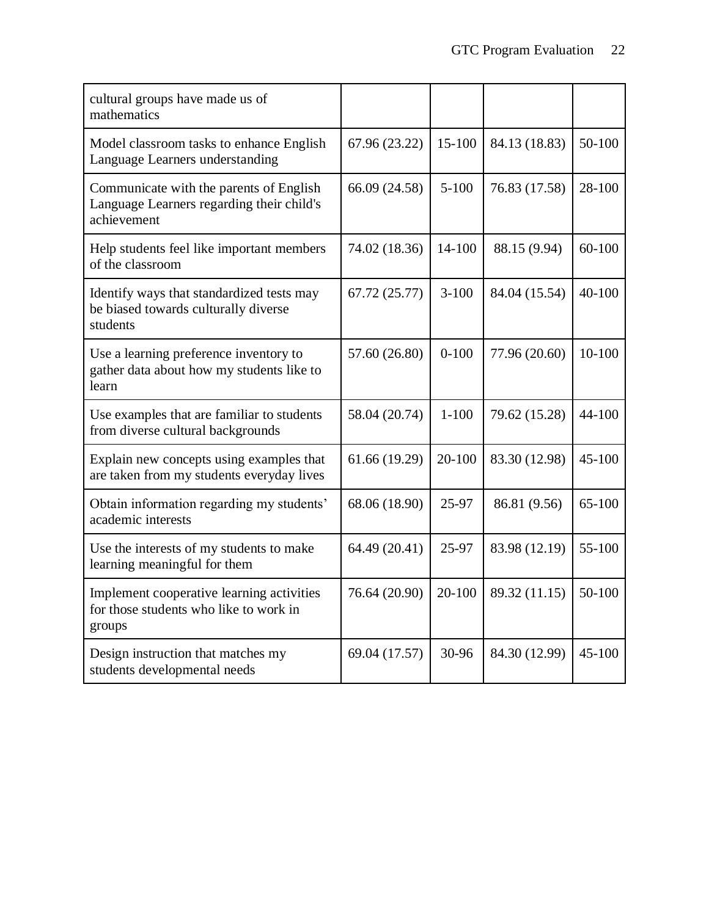| | | | | |
|---|---|---|---|---|
| cultural groups have made us of mathematics | | | | |
| Model classroom tasks to enhance English Language Learners understanding | 67.96 (23.22) | 15-100 | 84.13 (18.83) | 50-100 |
| Communicate with the parents of English Language Learners regarding their child's achievement | 66.09 (24.58) | 5-100 | 76.83 (17.58) | 28-100 |
| Help students feel like important members of the classroom | 74.02 (18.36) | 14-100 | 88.15 (9.94) | 60-100 |
| Identify ways that standardized tests may be biased towards culturally diverse students | 67.72 (25.77) | 3-100 | 84.04 (15.54) | 40-100 |
| Use a learning preference inventory to gather data about how my students like to learn | 57.60 (26.80) | 0-100 | 77.96 (20.60) | 10-100 |
| Use examples that are familiar to students from diverse cultural backgrounds | 58.04 (20.74) | 1-100 | 79.62 (15.28) | 44-100 |
| Explain new concepts using examples that are taken from my students everyday lives | 61.66 (19.29) | 20-100 | 83.30 (12.98) | 45-100 |
| Obtain information regarding my students' academic interests | 68.06 (18.90) | 25-97 | 86.81 (9.56) | 65-100 |
| Use the interests of my students to make learning meaningful for them | 64.49 (20.41) | 25-97 | 83.98 (12.19) | 55-100 |
| Implement cooperative learning activities for those students who like to work in groups | 76.64 (20.90) | 20-100 | 89.32 (11.15) | 50-100 |
| Design instruction that matches my students developmental needs | 69.04 (17.57) | 30-96 | 84.30 (12.99) | 45-100 |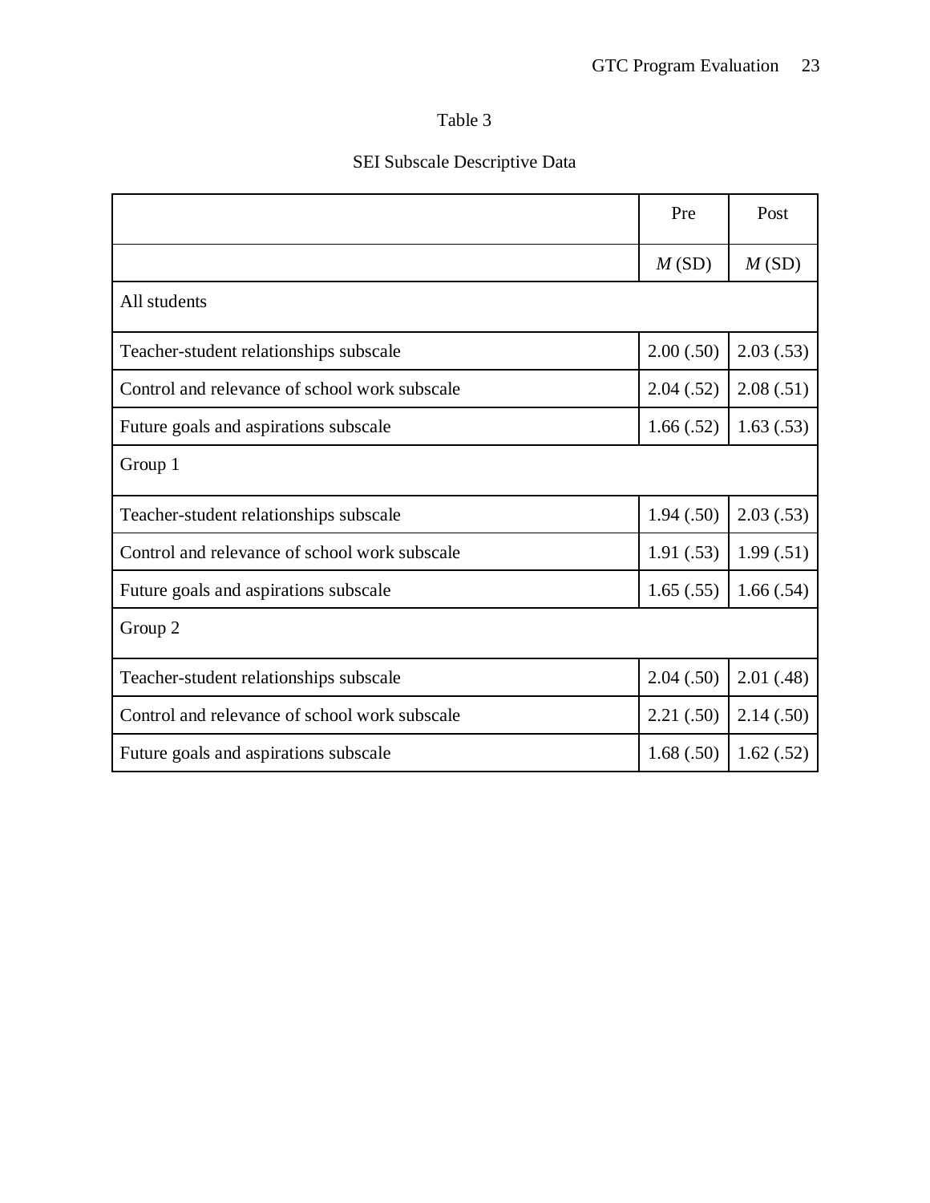Table 3

SEI Subscale Descriptive Data

| | Pre | Post |
|---|---|---|
| | *M* (SD) | *M* (SD) |
| All students | | |
| Teacher-student relationships subscale | 2.00 (.50) | 2.03 (.53) |
| Control and relevance of school work subscale | 2.04 (.52) | 2.08 (.51) |
| Future goals and aspirations subscale | 1.66 (.52) | 1.63 (.53) |
| Group 1 | | |
| Teacher-student relationships subscale | 1.94 (.50) | 2.03 (.53) |
| Control and relevance of school work subscale | 1.91 (.53) | 1.99 (.51) |
| Future goals and aspirations subscale | 1.65 (.55) | 1.66 (.54) |
| Group 2 | | |
| Teacher-student relationships subscale | 2.04 (.50) | 2.01 (.48) |
| Control and relevance of school work subscale | 2.21 (.50) | 2.14 (.50) |
| Future goals and aspirations subscale | 1.68 (.50) | 1.62 (.52) |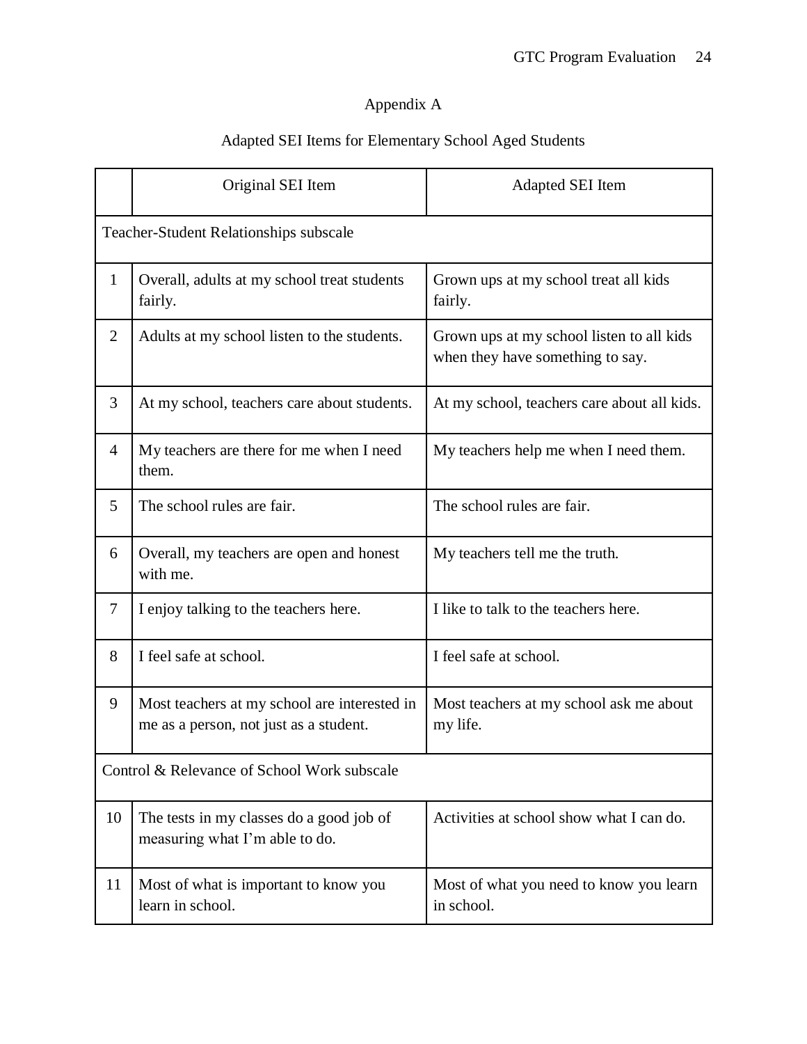# Appendix A

## Adapted SEI Items for Elementary School Aged Students

| | Original SEI Item | Adapted SEI Item |
|---|---|---|
| Teacher-Student Relationships subscale | | |
| 1 | Overall, adults at my school treat students fairly. | Grown ups at my school treat all kids fairly. |
| 2 | Adults at my school listen to the students. | Grown ups at my school listen to all kids when they have something to say. |
| 3 | At my school, teachers care about students. | At my school, teachers care about all kids. |
| 4 | My teachers are there for me when I need them. | My teachers help me when I need them. |
| 5 | The school rules are fair. | The school rules are fair. |
| 6 | Overall, my teachers are open and honest with me. | My teachers tell me the truth. |
| 7 | I enjoy talking to the teachers here. | I like to talk to the teachers here. |
| 8 | I feel safe at school. | I feel safe at school. |
| 9 | Most teachers at my school are interested in me as a person, not just as a student. | Most teachers at my school ask me about my life. |
| Control & Relevance of School Work subscale | | |
| 10 | The tests in my classes do a good job of measuring what I'm able to do. | Activities at school show what I can do. |
| 11 | Most of what is important to know you learn in school. | Most of what you need to know you learn in school. |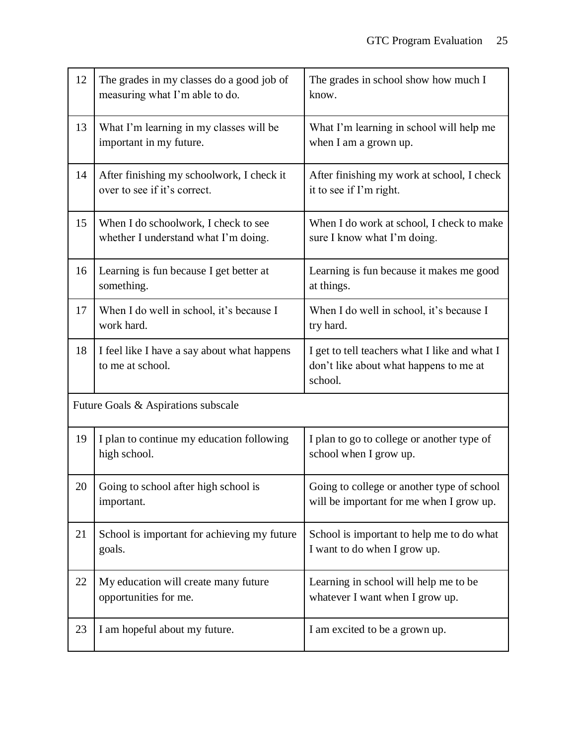| | | |
|---|---|---|
| 12 | The grades in my classes do a good job of measuring what I'm able to do. | The grades in school show how much I know. |
| 13 | What I'm learning in my classes will be important in my future. | What I'm learning in school will help me when I am a grown up. |
| 14 | After finishing my schoolwork, I check it over to see if it's correct. | After finishing my work at school, I check it to see if I'm right. |
| 15 | When I do schoolwork, I check to see whether I understand what I'm doing. | When I do work at school, I check to make sure I know what I'm doing. |
| 16 | Learning is fun because I get better at something. | Learning is fun because it makes me good at things. |
| 17 | When I do well in school, it's because I work hard. | When I do well in school, it's because I try hard. |
| 18 | I feel like I have a say about what happens to me at school. | I get to tell teachers what I like and what I don't like about what happens to me at school. |
| Future Goals & Aspirations subscale | | |
| 19 | I plan to continue my education following high school. | I plan to go to college or another type of school when I grow up. |
| 20 | Going to school after high school is important. | Going to college or another type of school will be important for me when I grow up. |
| 21 | School is important for achieving my future goals. | School is important to help me to do what I want to do when I grow up. |
| 22 | My education will create many future opportunities for me. | Learning in school will help me to be whatever I want when I grow up. |
| 23 | I am hopeful about my future. | I am excited to be a grown up. |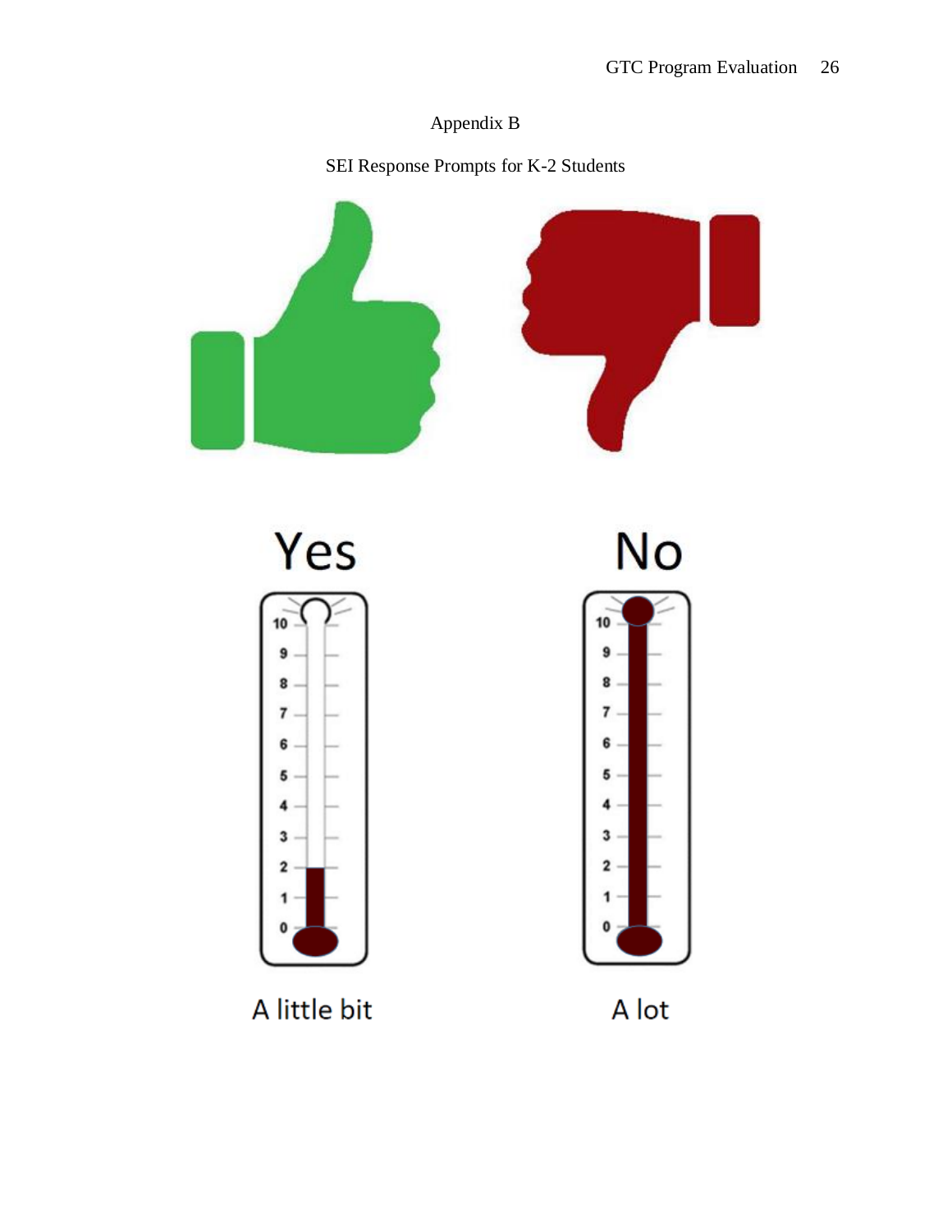# Appendix B

## SEI Response Prompts for K-2 Students

Yes

No

A little bit

A lot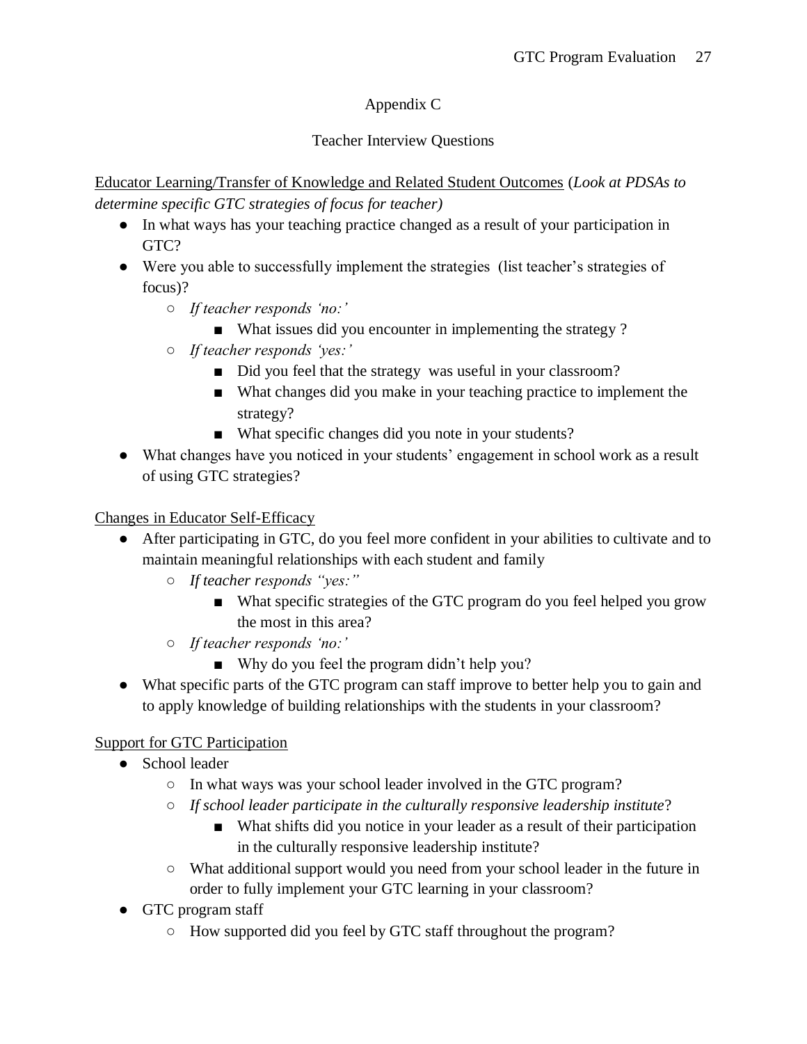# Appendix C

## Teacher Interview Questions

Educator Learning/Transfer of Knowledge and Related Student Outcomes (*Look at PDSAs to determine specific GTC strategies of focus for teacher)*

- In what ways has your teaching practice changed as a result of your participation in GTC?
- Were you able to successfully implement the strategies (list teacher's strategies of focus)?
    - *If teacher responds 'no:'*
        - What issues did you encounter in implementing the strategy ?
    - *If teacher responds 'yes:'*
        - Did you feel that the strategy was useful in your classroom?
        - What changes did you make in your teaching practice to implement the strategy?
        - What specific changes did you note in your students?
- What changes have you noticed in your students' engagement in school work as a result of using GTC strategies?

Changes in Educator Self-Efficacy

- After participating in GTC, do you feel more confident in your abilities to cultivate and to maintain meaningful relationships with each student and family
    - *If teacher responds "yes:"*
        - What specific strategies of the GTC program do you feel helped you grow the most in this area?
    - *If teacher responds 'no:'*
        - Why do you feel the program didn't help you?
- What specific parts of the GTC program can staff improve to better help you to gain and to apply knowledge of building relationships with the students in your classroom?

Support for GTC Participation

- School leader
    - In what ways was your school leader involved in the GTC program?
    - *If school leader participate in the culturally responsive leadership institute*?
        - What shifts did you notice in your leader as a result of their participation in the culturally responsive leadership institute?
    - What additional support would you need from your school leader in the future in order to fully implement your GTC learning in your classroom?
- GTC program staff
    - How supported did you feel by GTC staff throughout the program?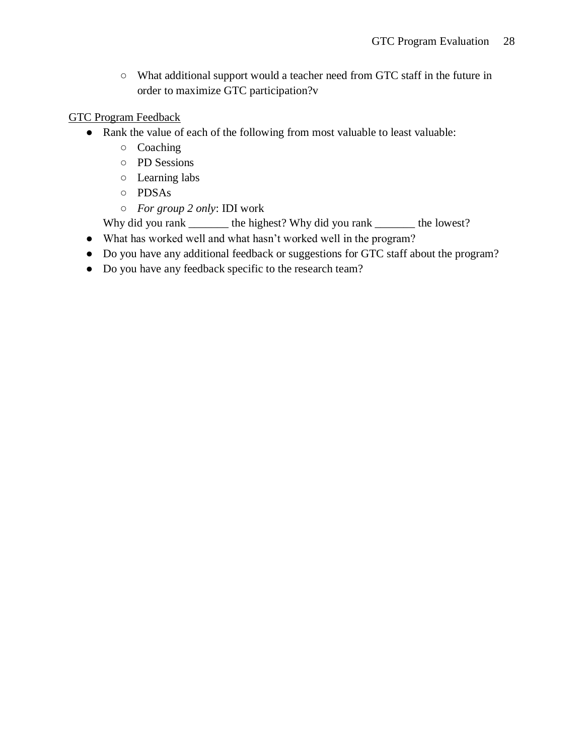- What additional support would a teacher need from GTC staff in the future in order to maximize GTC participation?v

GTC Program Feedback

- Rank the value of each of the following from most valuable to least valuable:
    - Coaching
    - PD Sessions
    - Learning labs
    - PDSAs
    - *For group 2 only*: IDI work

  Why did you rank _______ the highest? Why did you rank _______ the lowest?
- What has worked well and what hasn't worked well in the program?
- Do you have any additional feedback or suggestions for GTC staff about the program?
- Do you have any feedback specific to the research team?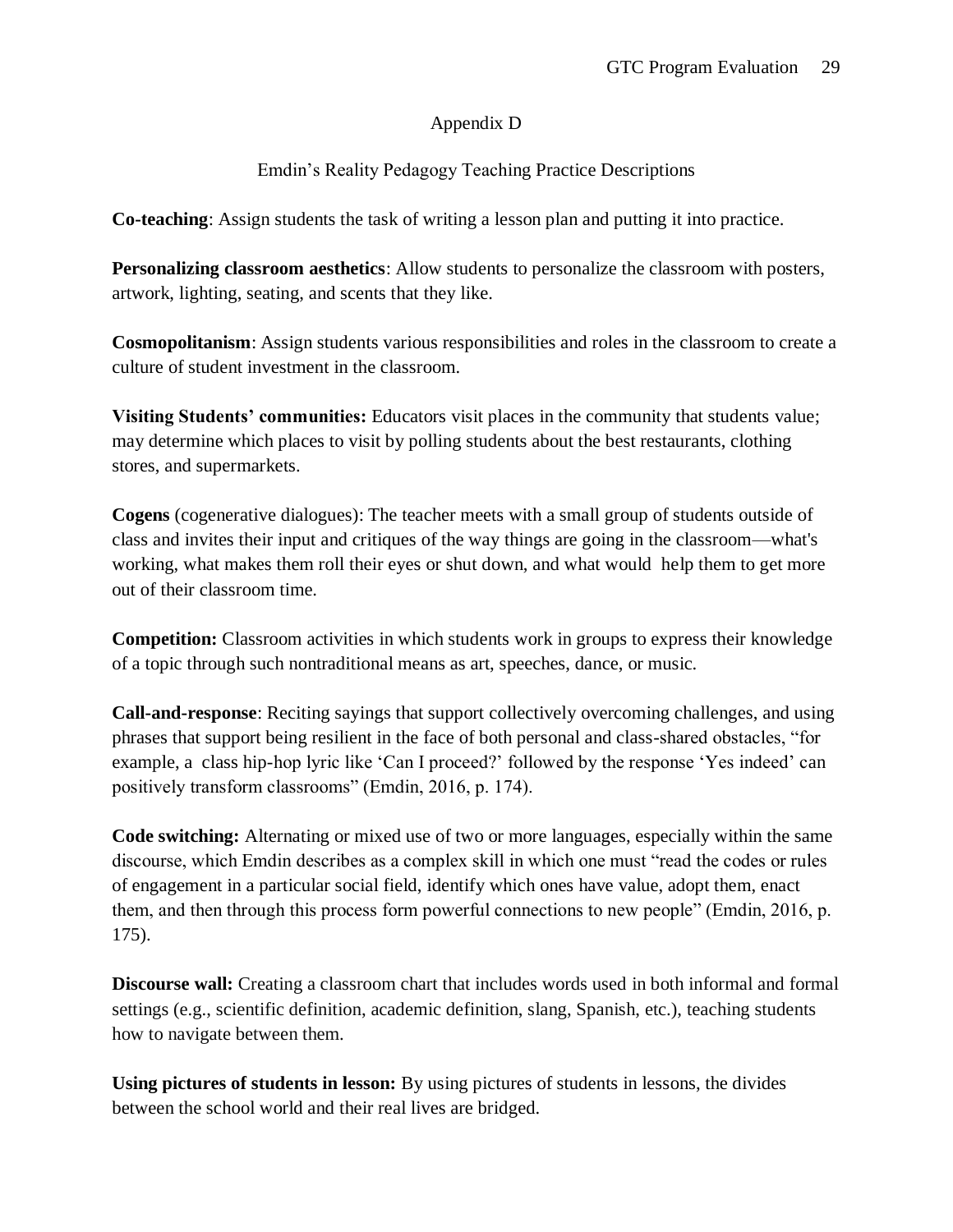# Appendix D

## Emdin's Reality Pedagogy Teaching Practice Descriptions

**Co-teaching**: Assign students the task of writing a lesson plan and putting it into practice.

**Personalizing classroom aesthetics**: Allow students to personalize the classroom with posters, artwork, lighting, seating, and scents that they like.

**Cosmopolitanism**: Assign students various responsibilities and roles in the classroom to create a culture of student investment in the classroom.

**Visiting Students' communities:** Educators visit places in the community that students value; may determine which places to visit by polling students about the best restaurants, clothing stores, and supermarkets.

**Cogens** (cogenerative dialogues): The teacher meets with a small group of students outside of class and invites their input and critiques of the way things are going in the classroom—what's working, what makes them roll their eyes or shut down, and what would help them to get more out of their classroom time.

**Competition:** Classroom activities in which students work in groups to express their knowledge of a topic through such nontraditional means as art, speeches, dance, or music.

**Call-and-response**: Reciting sayings that support collectively overcoming challenges, and using phrases that support being resilient in the face of both personal and class-shared obstacles, "for example, a class hip-hop lyric like 'Can I proceed?' followed by the response 'Yes indeed' can positively transform classrooms" (Emdin, 2016, p. 174).

**Code switching:** Alternating or mixed use of two or more languages, especially within the same discourse, which Emdin describes as a complex skill in which one must "read the codes or rules of engagement in a particular social field, identify which ones have value, adopt them, enact them, and then through this process form powerful connections to new people" (Emdin, 2016, p. 175).

**Discourse wall:** Creating a classroom chart that includes words used in both informal and formal settings (e.g., scientific definition, academic definition, slang, Spanish, etc.), teaching students how to navigate between them.

**Using pictures of students in lesson:** By using pictures of students in lessons, the divides between the school world and their real lives are bridged.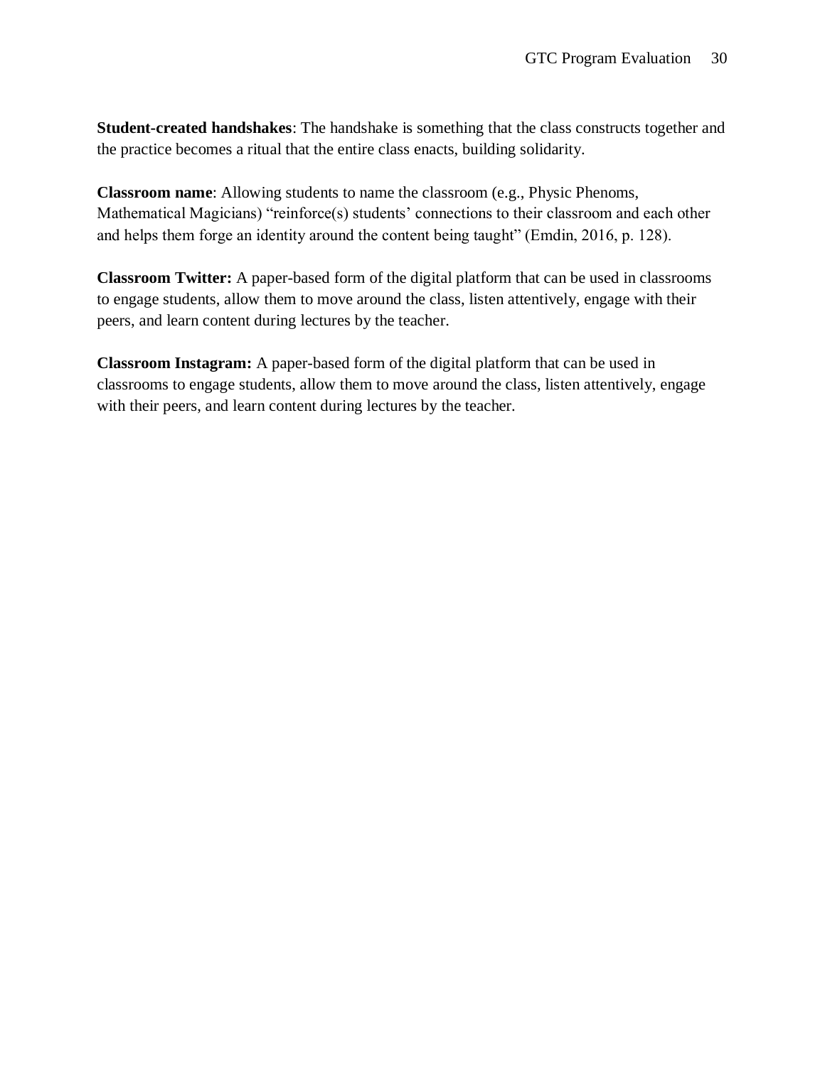**Student-created handshakes**: The handshake is something that the class constructs together and the practice becomes a ritual that the entire class enacts, building solidarity.

**Classroom name**: Allowing students to name the classroom (e.g., Physic Phenoms, Mathematical Magicians) "reinforce(s) students' connections to their classroom and each other and helps them forge an identity around the content being taught" (Emdin, 2016, p. 128).

**Classroom Twitter:** A paper-based form of the digital platform that can be used in classrooms to engage students, allow them to move around the class, listen attentively, engage with their peers, and learn content during lectures by the teacher.

**Classroom Instagram:** A paper-based form of the digital platform that can be used in classrooms to engage students, allow them to move around the class, listen attentively, engage with their peers, and learn content during lectures by the teacher.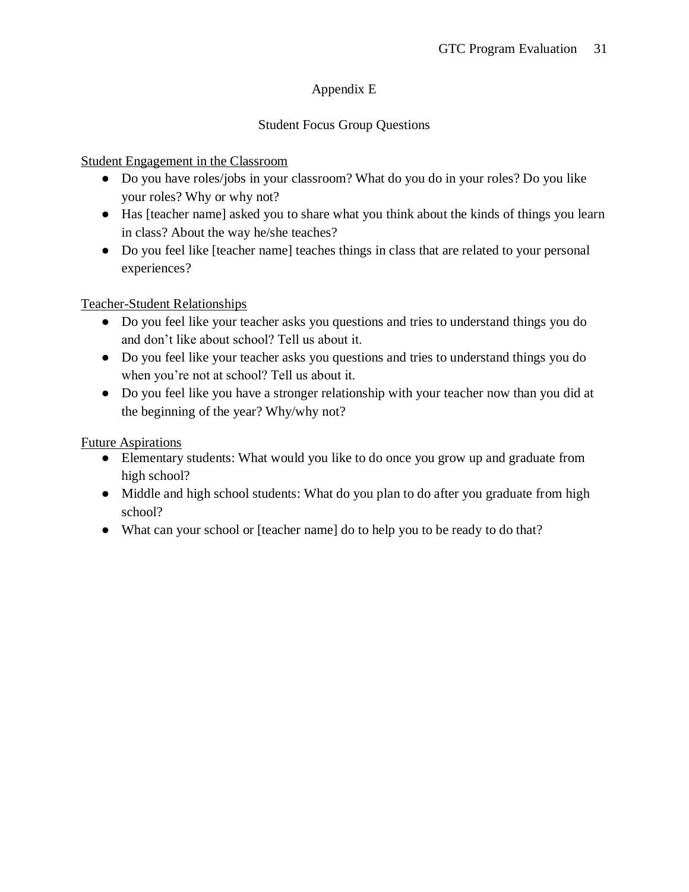# Appendix E

## Student Focus Group Questions

Student Engagement in the Classroom

- Do you have roles/jobs in your classroom? What do you do in your roles? Do you like your roles? Why or why not?
- Has [teacher name] asked you to share what you think about the kinds of things you learn in class? About the way he/she teaches?
- Do you feel like [teacher name] teaches things in class that are related to your personal experiences?

Teacher-Student Relationships

- Do you feel like your teacher asks you questions and tries to understand things you do and don't like about school? Tell us about it.
- Do you feel like your teacher asks you questions and tries to understand things you do when you're not at school? Tell us about it.
- Do you feel like you have a stronger relationship with your teacher now than you did at the beginning of the year? Why/why not?

Future Aspirations

- Elementary students: What would you like to do once you grow up and graduate from high school?
- Middle and high school students: What do you plan to do after you graduate from high school?
- What can your school or [teacher name] do to help you to be ready to do that?